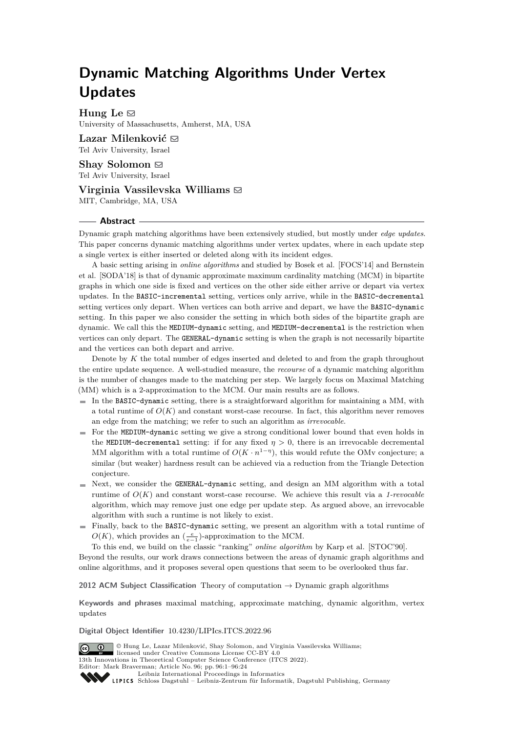# Dynamic Matching Algorithms Under Vertex Updates

**Hung Le**
University of Massachusetts, Amherst, MA, USA

**Lazar Milenković**
Tel Aviv University, Israel

**Shay Solomon**
Tel Aviv University, Israel

**Virginia Vassilevska Williams**
MIT, Cambridge, MA, USA

## Abstract

Dynamic graph matching algorithms have been extensively studied, but mostly under *edge updates*. This paper concerns dynamic matching algorithms under vertex updates, where in each update step a single vertex is either inserted or deleted along with its incident edges.

A basic setting arising in *online algorithms* and studied by Bosek et al. [FOCS'14] and Bernstein et al. [SODA'18] is that of dynamic approximate maximum cardinality matching (MCM) in bipartite graphs in which one side is fixed and vertices on the other side either arrive or depart via vertex updates. In the `BASIC-incremental` setting, vertices only arrive, while in the `BASIC-decremental` setting vertices only depart. When vertices can both arrive and depart, we have the `BASIC-dynamic` setting. In this paper we also consider the setting in which both sides of the bipartite graph are dynamic. We call this the `MEDIUM-dynamic` setting, and `MEDIUM-decremental` is the restriction when vertices can only depart. The `GENERAL-dynamic` setting is when the graph is not necessarily bipartite and the vertices can both depart and arrive.

Denote by $K$ the total number of edges inserted and deleted to and from the graph throughout the entire update sequence. A well-studied measure, the *recourse* of a dynamic matching algorithm is the number of changes made to the matching per step. We largely focus on Maximal Matching (MM) which is a 2-approximation to the MCM. Our main results are as follows.

- In the `BASIC-dynamic` setting, there is a straightforward algorithm for maintaining a MM, with a total runtime of $O(K)$ and constant worst-case recourse. In fact, this algorithm never removes an edge from the matching; we refer to such an algorithm as *irrevocable*.
- For the `MEDIUM-dynamic` setting we give a strong conditional lower bound that even holds in the `MEDIUM-decremental` setting: if for any fixed $\eta > 0$, there is an irrevocable decremental MM algorithm with a total runtime of $O(K \cdot n^{1-\eta})$, this would refute the OMv conjecture; a similar (but weaker) hardness result can be achieved via a reduction from the Triangle Detection conjecture.
- Next, we consider the `GENERAL-dynamic` setting, and design an MM algorithm with a total runtime of $O(K)$ and constant worst-case recourse. We achieve this result via a *1-revocable* algorithm, which may remove just one edge per update step. As argued above, an irrevocable algorithm with such a runtime is not likely to exist.
- Finally, back to the `BASIC-dynamic` setting, we present an algorithm with a total runtime of $O(K)$, which provides an $(\frac{e}{e-1})$-approximation to the MCM.

To this end, we build on the classic "ranking" *online algorithm* by Karp et al. [STOC'90].

Beyond the results, our work draws connections between the areas of dynamic graph algorithms and online algorithms, and it proposes several open questions that seem to be overlooked thus far.

**2012 ACM Subject Classification** Theory of computation → Dynamic graph algorithms

**Keywords and phrases** maximal matching, approximate matching, dynamic algorithm, vertex updates

**Digital Object Identifier** 10.4230/LIPIcs.ITCS.2022.96

© Hung Le, Lazar Milenković, Shay Solomon, and Virginia Vassilevska Williams; licensed under Creative Commons License CC-BY 4.0
13th Innovations in Theoretical Computer Science Conference (ITCS 2022).
Editor: Mark Braverman; Article No. 96; pp. 96:1–96:24
Leibniz International Proceedings in Informatics
LIPICS Schloss Dagstuhl – Leibniz-Zentrum für Informatik, Dagstuhl Publishing, Germany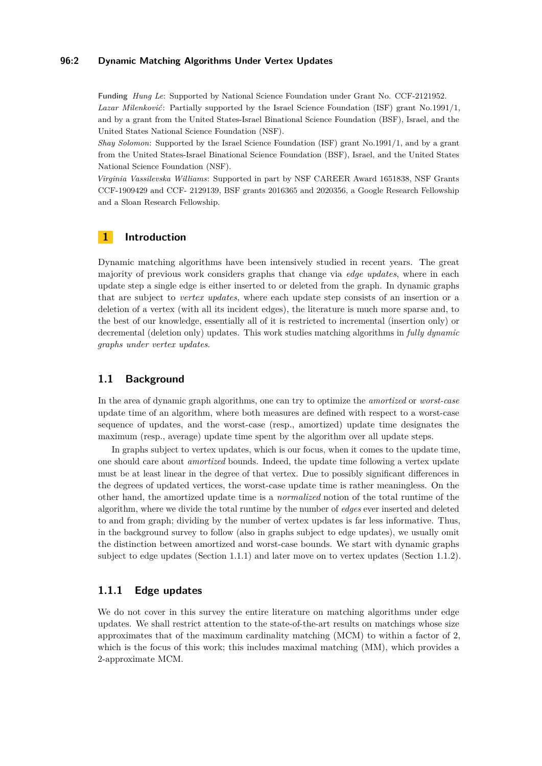**Funding** *Hung Le*: Supported by National Science Foundation under Grant No. CCF-2121952.
*Lazar Milenković*: Partially supported by the Israel Science Foundation (ISF) grant No.1991/1, and by a grant from the United States-Israel Binational Science Foundation (BSF), Israel, and the United States National Science Foundation (NSF).
*Shay Solomon*: Supported by the Israel Science Foundation (ISF) grant No.1991/1, and by a grant from the United States-Israel Binational Science Foundation (BSF), Israel, and the United States National Science Foundation (NSF).
*Virginia Vassilevska Williams*: Supported in part by NSF CAREER Award 1651838, NSF Grants CCF-1909429 and CCF- 2129139, BSF grants 2016365 and 2020356, a Google Research Fellowship and a Sloan Research Fellowship.

## 1 Introduction

Dynamic matching algorithms have been intensively studied in recent years. The great majority of previous work considers graphs that change via *edge updates*, where in each update step a single edge is either inserted to or deleted from the graph. In dynamic graphs that are subject to *vertex updates*, where each update step consists of an insertion or a deletion of a vertex (with all its incident edges), the literature is much more sparse and, to the best of our knowledge, essentially all of it is restricted to incremental (insertion only) or decremental (deletion only) updates. This work studies matching algorithms in *fully dynamic graphs under vertex updates*.

### 1.1 Background

In the area of dynamic graph algorithms, one can try to optimize the *amortized* or *worst-case* update time of an algorithm, where both measures are defined with respect to a worst-case sequence of updates, and the worst-case (resp., amortized) update time designates the maximum (resp., average) update time spent by the algorithm over all update steps.

In graphs subject to vertex updates, which is our focus, when it comes to the update time, one should care about *amortized* bounds. Indeed, the update time following a vertex update must be at least linear in the degree of that vertex. Due to possibly significant differences in the degrees of updated vertices, the worst-case update time is rather meaningless. On the other hand, the amortized update time is a *normalized* notion of the total runtime of the algorithm, where we divide the total runtime by the number of *edges* ever inserted and deleted to and from graph; dividing by the number of vertex updates is far less informative. Thus, in the background survey to follow (also in graphs subject to edge updates), we usually omit the distinction between amortized and worst-case bounds. We start with dynamic graphs subject to edge updates (Section 1.1.1) and later move on to vertex updates (Section 1.1.2).

#### 1.1.1 Edge updates

We do not cover in this survey the entire literature on matching algorithms under edge updates. We shall restrict attention to the state-of-the-art results on matchings whose size approximates that of the maximum cardinality matching (MCM) to within a factor of 2, which is the focus of this work; this includes maximal matching (MM), which provides a 2-approximate MCM.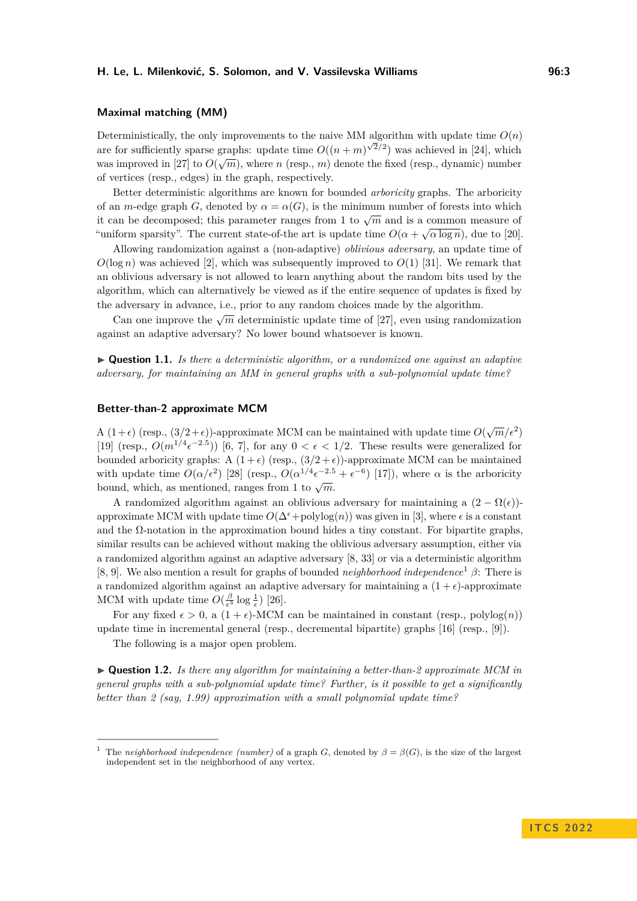### Maximal matching (MM)

Deterministically, the only improvements to the naive MM algorithm with update time $O(n)$ are for sufficiently sparse graphs: update time $O((n+m)^{\sqrt{2}/2})$ was achieved in [24], which was improved in [27] to $O(\sqrt{m})$, where $n$ (resp., $m$) denote the fixed (resp., dynamic) number of vertices (resp., edges) in the graph, respectively.

Better deterministic algorithms are known for bounded *arboricity* graphs. The arboricity of an $m$-edge graph $G$, denoted by $\alpha = \alpha(G)$, is the minimum number of forests into which it can be decomposed; this parameter ranges from 1 to $\sqrt{m}$ and is a common measure of "uniform sparsity". The current state-of-the art is update time $O(\alpha + \sqrt{\alpha \log n})$, due to [20].

Allowing randomization against a (non-adaptive) *oblivious adversary*, an update time of $O(\log n)$ was achieved [2], which was subsequently improved to $O(1)$ [31]. We remark that an oblivious adversary is not allowed to learn anything about the random bits used by the algorithm, which can alternatively be viewed as if the entire sequence of updates is fixed by the adversary in advance, i.e., prior to any random choices made by the algorithm.

Can one improve the $\sqrt{m}$ deterministic update time of [27], even using randomization against an adaptive adversary? No lower bound whatsoever is known.

▶ **Question 1.1.** *Is there a deterministic algorithm, or a randomized one against an adaptive adversary, for maintaining an MM in general graphs with a sub-polynomial update time?*

### Better-than-2 approximate MCM

A $(1+\epsilon)$ (resp., $(3/2+\epsilon)$)-approximate MCM can be maintained with update time $O(\sqrt{m}/\epsilon^2)$ [19] (resp., $O(m^{1/4}\epsilon^{-2.5})$) [6, 7], for any $0 < \epsilon < 1/2$. These results were generalized for bounded arboricity graphs: A $(1+\epsilon)$ (resp., $(3/2+\epsilon)$)-approximate MCM can be maintained with update time $O(\alpha/\epsilon^2)$ [28] (resp., $O(\alpha^{1/4}\epsilon^{-2.5}+\epsilon^{-6})$ [17]), where $\alpha$ is the arboricity bound, which, as mentioned, ranges from 1 to $\sqrt{m}$.

A randomized algorithm against an oblivious adversary for maintaining a $(2-\Omega(\epsilon))$-approximate MCM with update time $O(\Delta^\epsilon + \text{polylog}(n))$ was given in [3], where $\epsilon$ is a constant and the $\Omega$-notation in the approximation bound hides a tiny constant. For bipartite graphs, similar results can be achieved without making the oblivious adversary assumption, either via a randomized algorithm against an adaptive adversary [8, 33] or via a deterministic algorithm [8, 9]. We also mention a result for graphs of bounded *neighborhood independence*[1] $\beta$: There is a randomized algorithm against an adaptive adversary for maintaining a $(1+\epsilon)$-approximate MCM with update time $O(\frac{\beta}{\epsilon^3}\log\frac{1}{\epsilon})$ [26].

For any fixed $\epsilon > 0$, a $(1+\epsilon)$-MCM can be maintained in constant (resp., polylog$(n)$) update time in incremental general (resp., decremental bipartite) graphs [16] (resp., [9]).

The following is a major open problem.

▶ **Question 1.2.** *Is there any algorithm for maintaining a better-than-2 approximate MCM in general graphs with a sub-polynomial update time? Further, is it possible to get a significantly better than 2 (say, 1.99) approximation with a small polynomial update time?*

---

[1] The *neighborhood independence (number)* of a graph $G$, denoted by $\beta = \beta(G)$, is the size of the largest independent set in the neighborhood of any vertex.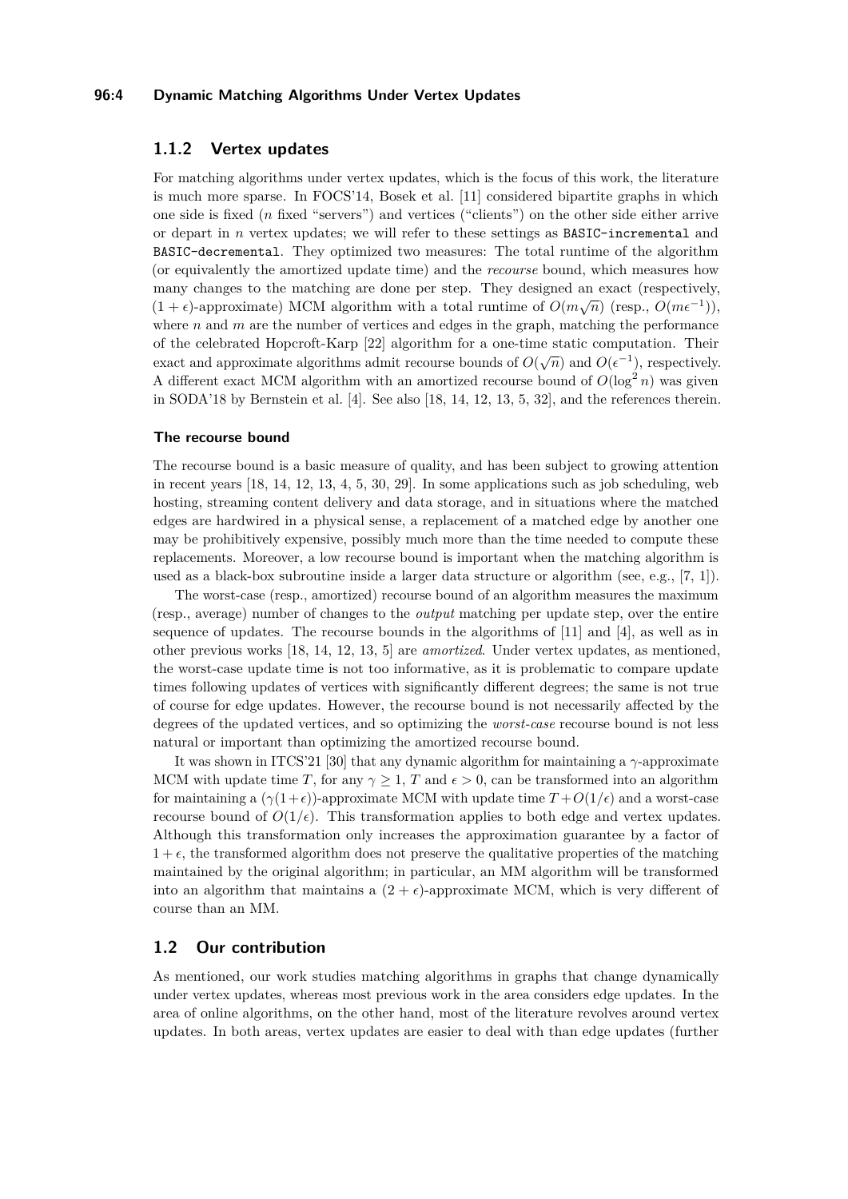### 1.1.2 Vertex updates

For matching algorithms under vertex updates, which is the focus of this work, the literature is much more sparse. In FOCS'14, Bosek et al. [11] considered bipartite graphs in which one side is fixed ($n$ fixed "servers") and vertices ("clients") on the other side either arrive or depart in $n$ vertex updates; we will refer to these settings as `BASIC-incremental` and `BASIC-decremental`. They optimized two measures: The total runtime of the algorithm (or equivalently the amortized update time) and the *recourse* bound, which measures how many changes to the matching are done per step. They designed an exact (respectively, $(1+\epsilon)$-approximate) MCM algorithm with a total runtime of $O(m\sqrt{n})$ (resp., $O(m\epsilon^{-1})$), where $n$ and $m$ are the number of vertices and edges in the graph, matching the performance of the celebrated Hopcroft-Karp [22] algorithm for a one-time static computation. Their exact and approximate algorithms admit recourse bounds of $O(\sqrt{n})$ and $O(\epsilon^{-1})$, respectively. A different exact MCM algorithm with an amortized recourse bound of $O(\log^2 n)$ was given in SODA'18 by Bernstein et al. [4]. See also [18, 14, 12, 13, 5, 32], and the references therein.

#### The recourse bound

The recourse bound is a basic measure of quality, and has been subject to growing attention in recent years [18, 14, 12, 13, 4, 5, 30, 29]. In some applications such as job scheduling, web hosting, streaming content delivery and data storage, and in situations where the matched edges are hardwired in a physical sense, a replacement of a matched edge by another one may be prohibitively expensive, possibly much more than the time needed to compute these replacements. Moreover, a low recourse bound is important when the matching algorithm is used as a black-box subroutine inside a larger data structure or algorithm (see, e.g., [7, 1]).

The worst-case (resp., amortized) recourse bound of an algorithm measures the maximum (resp., average) number of changes to the *output* matching per update step, over the entire sequence of updates. The recourse bounds in the algorithms of [11] and [4], as well as in other previous works [18, 14, 12, 13, 5] are *amortized*. Under vertex updates, as mentioned, the worst-case update time is not too informative, as it is problematic to compare update times following updates of vertices with significantly different degrees; the same is not true of course for edge updates. However, the recourse bound is not necessarily affected by the degrees of the updated vertices, and so optimizing the *worst-case* recourse bound is not less natural or important than optimizing the amortized recourse bound.

It was shown in ITCS'21 [30] that any dynamic algorithm for maintaining a $\gamma$-approximate MCM with update time $T$, for any $\gamma \geq 1$, $T$ and $\epsilon > 0$, can be transformed into an algorithm for maintaining a $(\gamma(1+\epsilon))$-approximate MCM with update time $T + O(1/\epsilon)$ and a worst-case recourse bound of $O(1/\epsilon)$. This transformation applies to both edge and vertex updates. Although this transformation only increases the approximation guarantee by a factor of $1+\epsilon$, the transformed algorithm does not preserve the qualitative properties of the matching maintained by the original algorithm; in particular, an MM algorithm will be transformed into an algorithm that maintains a $(2+\epsilon)$-approximate MCM, which is very different of course than an MM.

## 1.2 Our contribution

As mentioned, our work studies matching algorithms in graphs that change dynamically under vertex updates, whereas most previous work in the area considers edge updates. In the area of online algorithms, on the other hand, most of the literature revolves around vertex updates. In both areas, vertex updates are easier to deal with than edge updates (further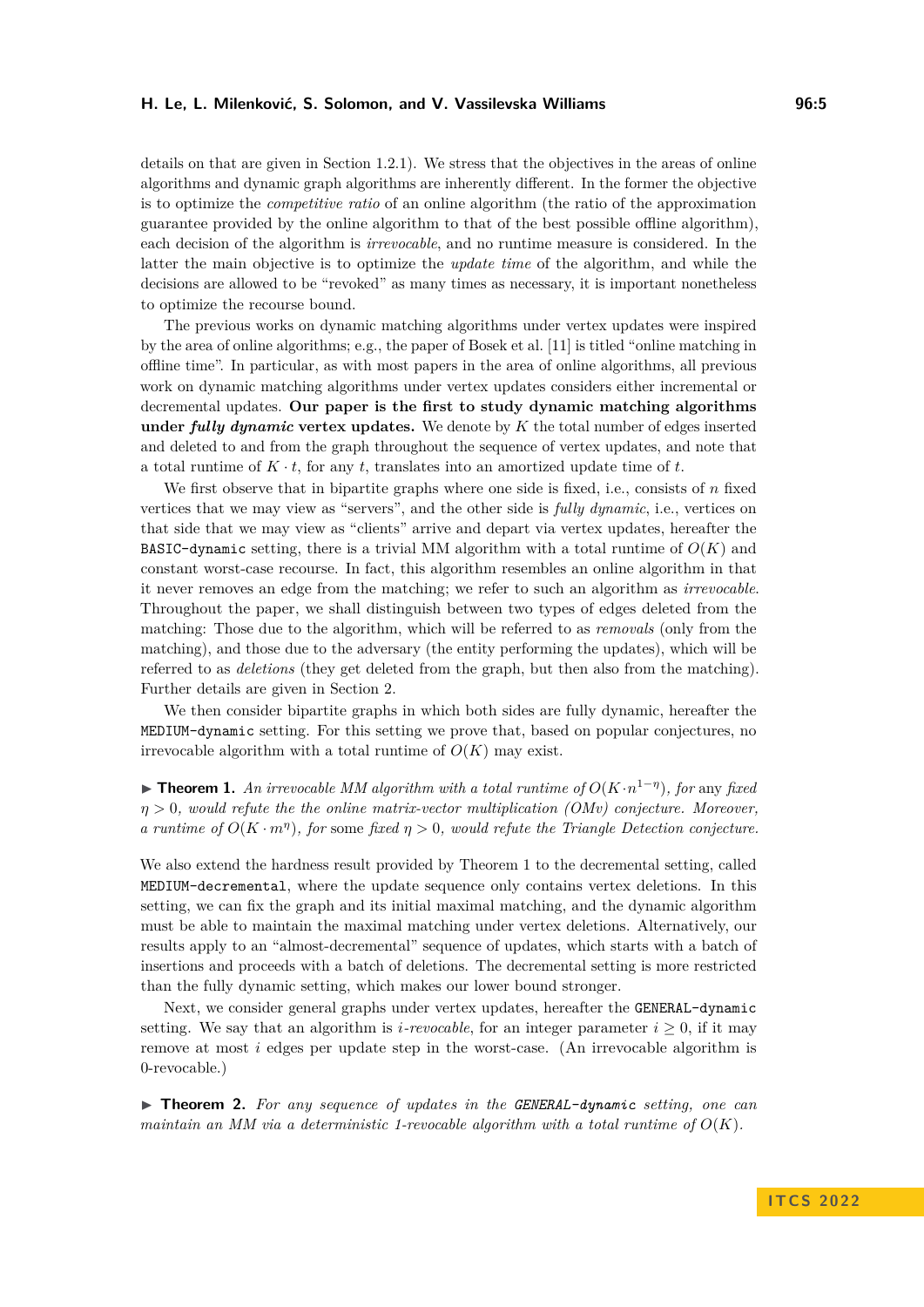details on that are given in Section 1.2.1). We stress that the objectives in the areas of online algorithms and dynamic graph algorithms are inherently different. In the former the objective is to optimize the *competitive ratio* of an online algorithm (the ratio of the approximation guarantee provided by the online algorithm to that of the best possible offline algorithm), each decision of the algorithm is *irrevocable*, and no runtime measure is considered. In the latter the main objective is to optimize the *update time* of the algorithm, and while the decisions are allowed to be "revoked" as many times as necessary, it is important nonetheless to optimize the recourse bound.

The previous works on dynamic matching algorithms under vertex updates were inspired by the area of online algorithms; e.g., the paper of Bosek et al. [11] is titled "online matching in offline time". In particular, as with most papers in the area of online algorithms, all previous work on dynamic matching algorithms under vertex updates considers either incremental or decremental updates. **Our paper is the first to study dynamic matching algorithms under *fully dynamic* vertex updates.** We denote by $K$ the total number of edges inserted and deleted to and from the graph throughout the sequence of vertex updates, and note that a total runtime of $K \cdot t$, for any $t$, translates into an amortized update time of $t$.

We first observe that in bipartite graphs where one side is fixed, i.e., consists of $n$ fixed vertices that we may view as "servers", and the other side is *fully dynamic*, i.e., vertices on that side that we may view as "clients" arrive and depart via vertex updates, hereafter the `BASIC-dynamic` setting, there is a trivial MM algorithm with a total runtime of $O(K)$ and constant worst-case recourse. In fact, this algorithm resembles an online algorithm in that it never removes an edge from the matching; we refer to such an algorithm as *irrevocable*. Throughout the paper, we shall distinguish between two types of edges deleted from the matching: Those due to the algorithm, which will be referred to as *removals* (only from the matching), and those due to the adversary (the entity performing the updates), which will be referred to as *deletions* (they get deleted from the graph, but then also from the matching). Further details are given in Section 2.

We then consider bipartite graphs in which both sides are fully dynamic, hereafter the `MEDIUM-dynamic` setting. For this setting we prove that, based on popular conjectures, no irrevocable algorithm with a total runtime of $O(K)$ may exist.

▶ **Theorem 1.** *An irrevocable MM algorithm with a total runtime of $O(K \cdot n^{1-\eta})$, for* any *fixed $\eta > 0$, would refute the the online matrix-vector multiplication (OMv) conjecture. Moreover, a runtime of $O(K \cdot m^{\eta})$, for* some *fixed $\eta > 0$, would refute the Triangle Detection conjecture.*

We also extend the hardness result provided by Theorem 1 to the decremental setting, called `MEDIUM-decremental`, where the update sequence only contains vertex deletions. In this setting, we can fix the graph and its initial maximal matching, and the dynamic algorithm must be able to maintain the maximal matching under vertex deletions. Alternatively, our results apply to an "almost-decremental" sequence of updates, which starts with a batch of insertions and proceeds with a batch of deletions. The decremental setting is more restricted than the fully dynamic setting, which makes our lower bound stronger.

Next, we consider general graphs under vertex updates, hereafter the `GENERAL-dynamic` setting. We say that an algorithm is *$i$-revocable*, for an integer parameter $i \geq 0$, if it may remove at most $i$ edges per update step in the worst-case. (An irrevocable algorithm is 0-revocable.)

▶ **Theorem 2.** *For any sequence of updates in the `GENERAL-dynamic` setting, one can maintain an MM via a deterministic 1-revocable algorithm with a total runtime of $O(K)$.*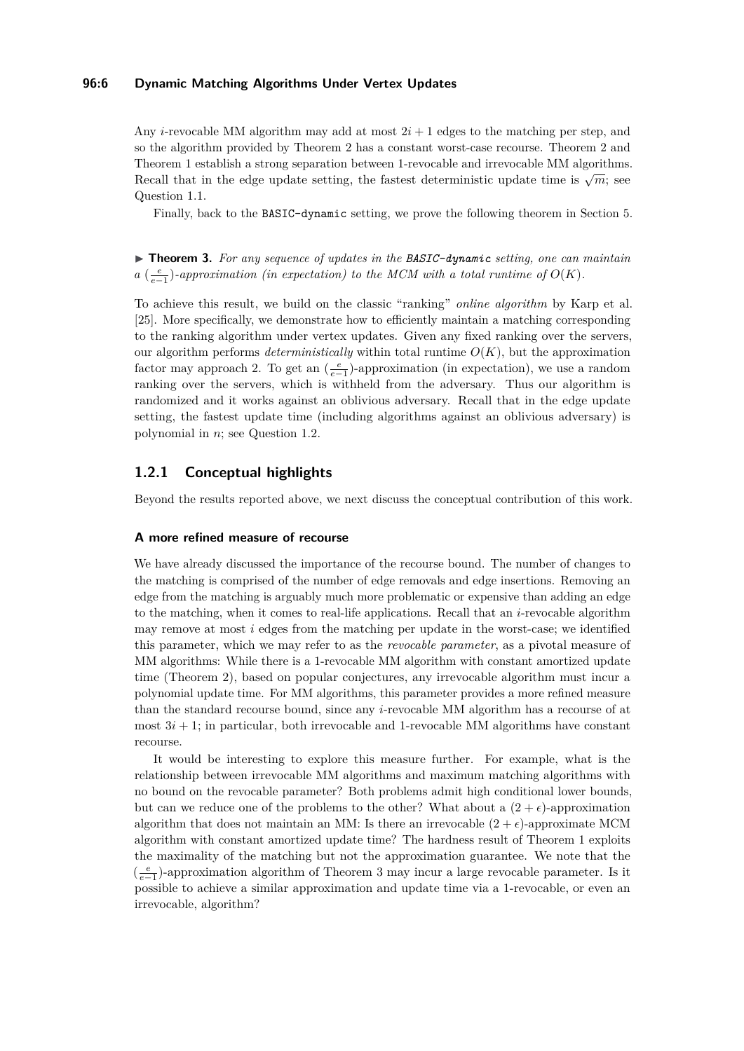Any $i$-revocable MM algorithm may add at most $2i+1$ edges to the matching per step, and so the algorithm provided by Theorem 2 has a constant worst-case recourse. Theorem 2 and Theorem 1 establish a strong separation between 1-revocable and irrevocable MM algorithms. Recall that in the edge update setting, the fastest deterministic update time is $\sqrt{m}$; see Question 1.1.

Finally, back to the `BASIC-dynamic` setting, we prove the following theorem in Section 5.

▶ **Theorem 3.** *For any sequence of updates in the `BASIC-dynamic` setting, one can maintain a $(\frac{e}{e-1})$-approximation (in expectation) to the MCM with a total runtime of $O(K)$.*

To achieve this result, we build on the classic "ranking" *online algorithm* by Karp et al. [25]. More specifically, we demonstrate how to efficiently maintain a matching corresponding to the ranking algorithm under vertex updates. Given any fixed ranking over the servers, our algorithm performs *deterministically* within total runtime $O(K)$, but the approximation factor may approach 2. To get an $(\frac{e}{e-1})$-approximation (in expectation), we use a random ranking over the servers, which is withheld from the adversary. Thus our algorithm is randomized and it works against an oblivious adversary. Recall that in the edge update setting, the fastest update time (including algorithms against an oblivious adversary) is polynomial in $n$; see Question 1.2.

### 1.2.1 Conceptual highlights

Beyond the results reported above, we next discuss the conceptual contribution of this work.

#### A more refined measure of recourse

We have already discussed the importance of the recourse bound. The number of changes to the matching is comprised of the number of edge removals and edge insertions. Removing an edge from the matching is arguably much more problematic or expensive than adding an edge to the matching, when it comes to real-life applications. Recall that an $i$-revocable algorithm may remove at most $i$ edges from the matching per update in the worst-case; we identified this parameter, which we may refer to as the *revocable parameter*, as a pivotal measure of MM algorithms: While there is a 1-revocable MM algorithm with constant amortized update time (Theorem 2), based on popular conjectures, any irrevocable algorithm must incur a polynomial update time. For MM algorithms, this parameter provides a more refined measure than the standard recourse bound, since any $i$-revocable MM algorithm has a recourse of at most $3i+1$; in particular, both irrevocable and 1-revocable MM algorithms have constant recourse.

It would be interesting to explore this measure further. For example, what is the relationship between irrevocable MM algorithms and maximum matching algorithms with no bound on the revocable parameter? Both problems admit high conditional lower bounds, but can we reduce one of the problems to the other? What about a $(2+\epsilon)$-approximation algorithm that does not maintain an MM: Is there an irrevocable $(2+\epsilon)$-approximate MCM algorithm with constant amortized update time? The hardness result of Theorem 1 exploits the maximality of the matching but not the approximation guarantee. We note that the $(\frac{e}{e-1})$-approximation algorithm of Theorem 3 may incur a large revocable parameter. Is it possible to achieve a similar approximation and update time via a 1-revocable, or even an irrevocable, algorithm?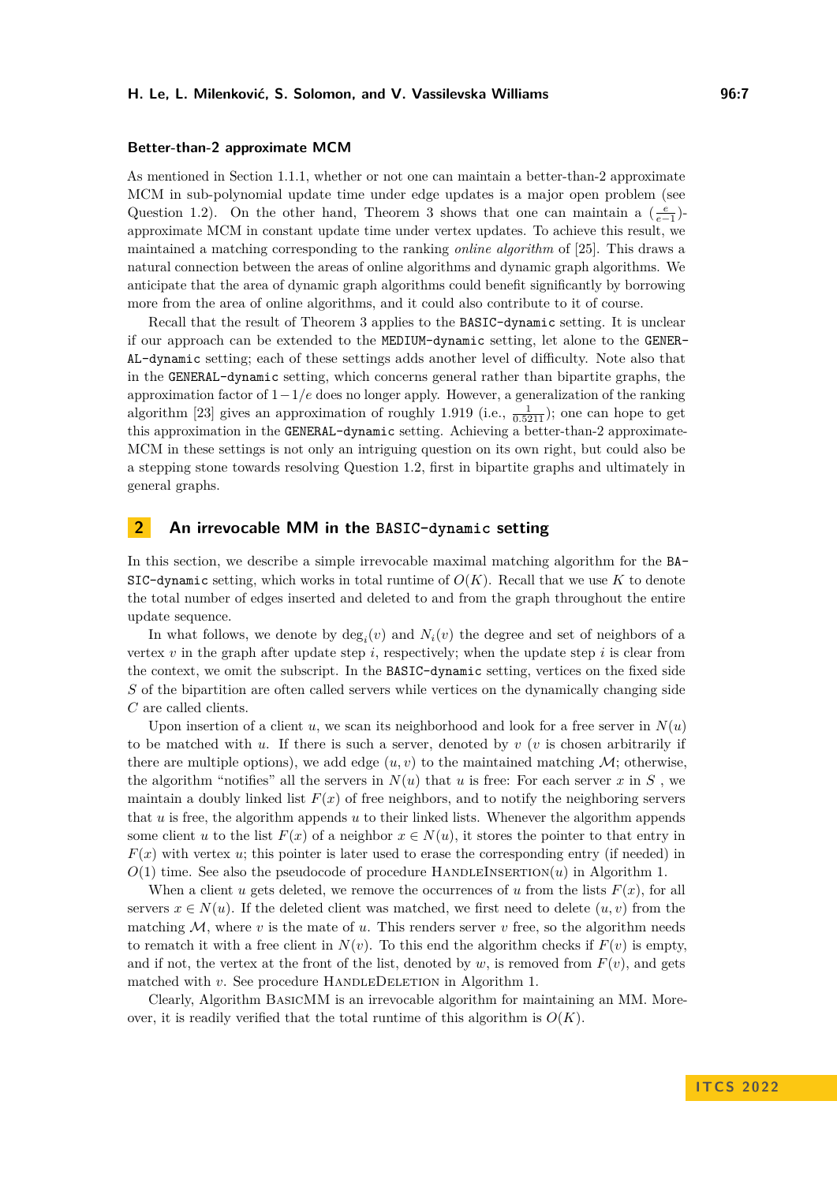### Better-than-2 approximate MCM

As mentioned in Section 1.1.1, whether or not one can maintain a better-than-2 approximate MCM in sub-polynomial update time under edge updates is a major open problem (see Question 1.2). On the other hand, Theorem 3 shows that one can maintain a $(\frac{e}{e-1})$-approximate MCM in constant update time under vertex updates. To achieve this result, we maintained a matching corresponding to the ranking *online algorithm* of [25]. This draws a natural connection between the areas of online algorithms and dynamic graph algorithms. We anticipate that the area of dynamic graph algorithms could benefit significantly by borrowing more from the area of online algorithms, and it could also contribute to it of course.

Recall that the result of Theorem 3 applies to the `BASIC-dynamic` setting. It is unclear if our approach can be extended to the `MEDIUM-dynamic` setting, let alone to the `GENERAL-dynamic` setting; each of these settings adds another level of difficulty. Note also that in the `GENERAL-dynamic` setting, which concerns general rather than bipartite graphs, the approximation factor of $1-1/e$ does no longer apply. However, a generalization of the ranking algorithm [23] gives an approximation of roughly 1.919 (i.e., $\frac{1}{0.5211}$); one can hope to get this approximation in the `GENERAL-dynamic` setting. Achieving a better-than-2 approximate-MCM in these settings is not only an intriguing question on its own right, but could also be a stepping stone towards resolving Question 1.2, first in bipartite graphs and ultimately in general graphs.

## 2 An irrevocable MM in the `BASIC-dynamic` setting

In this section, we describe a simple irrevocable maximal matching algorithm for the `BASIC-dynamic` setting, which works in total runtime of $O(K)$. Recall that we use $K$ to denote the total number of edges inserted and deleted to and from the graph throughout the entire update sequence.

In what follows, we denote by $\deg_i(v)$ and $N_i(v)$ the degree and set of neighbors of a vertex $v$ in the graph after update step $i$, respectively; when the update step $i$ is clear from the context, we omit the subscript. In the `BASIC-dynamic` setting, vertices on the fixed side $S$ of the bipartition are often called servers while vertices on the dynamically changing side $C$ are called clients.

Upon insertion of a client $u$, we scan its neighborhood and look for a free server in $N(u)$ to be matched with $u$. If there is such a server, denoted by $v$ ($v$ is chosen arbitrarily if there are multiple options), we add edge $(u, v)$ to the maintained matching $\mathcal{M}$; otherwise, the algorithm "notifies" all the servers in $N(u)$ that $u$ is free: For each server $x$ in $S$ , we maintain a doubly linked list $F(x)$ of free neighbors, and to notify the neighboring servers that $u$ is free, the algorithm appends $u$ to their linked lists. Whenever the algorithm appends some client $u$ to the list $F(x)$ of a neighbor $x \in N(u)$, it stores the pointer to that entry in $F(x)$ with vertex $u$; this pointer is later used to erase the corresponding entry (if needed) in $O(1)$ time. See also the pseudocode of procedure HandleInsertion($u$) in Algorithm 1.

When a client $u$ gets deleted, we remove the occurrences of $u$ from the lists $F(x)$, for all servers $x \in N(u)$. If the deleted client was matched, we first need to delete $(u, v)$ from the matching $\mathcal{M}$, where $v$ is the mate of $u$. This renders server $v$ free, so the algorithm needs to rematch it with a free client in $N(v)$. To this end the algorithm checks if $F(v)$ is empty, and if not, the vertex at the front of the list, denoted by $w$, is removed from $F(v)$, and gets matched with $v$. See procedure HandleDeletion in Algorithm 1.

Clearly, Algorithm BasicMM is an irrevocable algorithm for maintaining an MM. Moreover, it is readily verified that the total runtime of this algorithm is $O(K)$.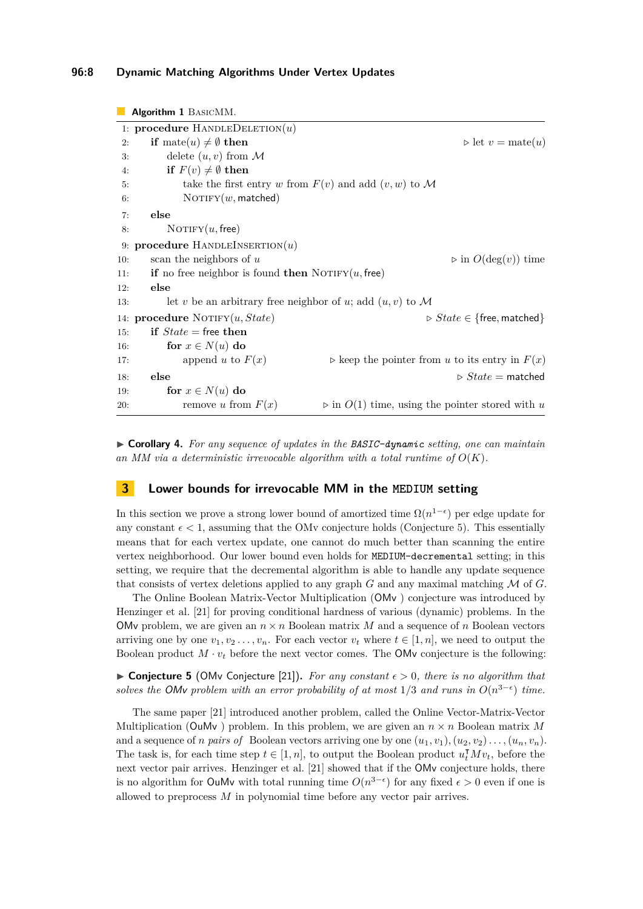**Algorithm 1** BasicMM.

```
1:  procedure HandleDeletion(u)
2:      if mate(u) ≠ ∅ then                                          ▷ let v = mate(u)
3:          delete (u, v) from M
4:          if F(v) ≠ ∅ then
5:              take the first entry w from F(v) and add (v, w) to M
6:              Notify(w, matched)
7:      else
8:          Notify(u, free)
9:  procedure HandleInsertion(u)
10:     scan the neighbors of u                                      ▷ in O(deg(v)) time
11:     if no free neighbor is found then Notify(u, free)
12:     else
13:         let v be an arbitrary free neighbor of u; add (u, v) to M
14: procedure Notify(u, State)                                       ▷ State ∈ {free, matched}
15:     if State = free then
16:         for x ∈ N(u) do
17:             append u to F(x)               ▷ keep the pointer from u to its entry in F(x)
18:     else                                                         ▷ State = matched
19:         for x ∈ N(u) do
20:             remove u from F(x)             ▷ in O(1) time, using the pointer stored with u
```

▶ **Corollary 4.** *For any sequence of updates in the* `BASIC-dynamic` *setting, one can maintain an MM via a deterministic irrevocable algorithm with a total runtime of $O(K)$.*

## 3 Lower bounds for irrevocable MM in the `MEDIUM` setting

In this section we prove a strong lower bound of amortized time $\Omega(n^{1-\epsilon})$ per edge update for any constant $\epsilon < 1$, assuming that the OMv conjecture holds (Conjecture 5). This essentially means that for each vertex update, one cannot do much better than scanning the entire vertex neighborhood. Our lower bound even holds for `MEDIUM-decremental` setting; in this setting, we require that the decremental algorithm is able to handle any update sequence that consists of vertex deletions applied to any graph $G$ and any maximal matching $\mathcal{M}$ of $G$.

The Online Boolean Matrix-Vector Multiplication (OMv ) conjecture was introduced by Henzinger et al. [21] for proving conditional hardness of various (dynamic) problems. In the OMv problem, we are given an $n \times n$ Boolean matrix $M$ and a sequence of $n$ Boolean vectors arriving one by one $v_1, v_2 \dots, v_n$. For each vector $v_t$ where $t \in [1, n]$, we need to output the Boolean product $M \cdot v_t$ before the next vector comes. The OMv conjecture is the following:

▶ **Conjecture 5** (OMv Conjecture [21]). *For any constant $\epsilon > 0$, there is no algorithm that solves the OMv problem with an error probability of at most $1/3$ and runs in $O(n^{3-\epsilon})$ time.*

The same paper [21] introduced another problem, called the Online Vector-Matrix-Vector Multiplication (OuMv ) problem. In this problem, we are given an $n \times n$ Boolean matrix $M$ and a sequence of $n$ *pairs of* Boolean vectors arriving one by one $(u_1, v_1), (u_2, v_2) \dots, (u_n, v_n)$. The task is, for each time step $t \in [1, n]$, to output the Boolean product $u_t^\intercal M v_t$, before the next vector pair arrives. Henzinger et al. [21] showed that if the OMv conjecture holds, there is no algorithm for OuMv with total running time $O(n^{3-\epsilon})$ for any fixed $\epsilon > 0$ even if one is allowed to preprocess $M$ in polynomial time before any vector pair arrives.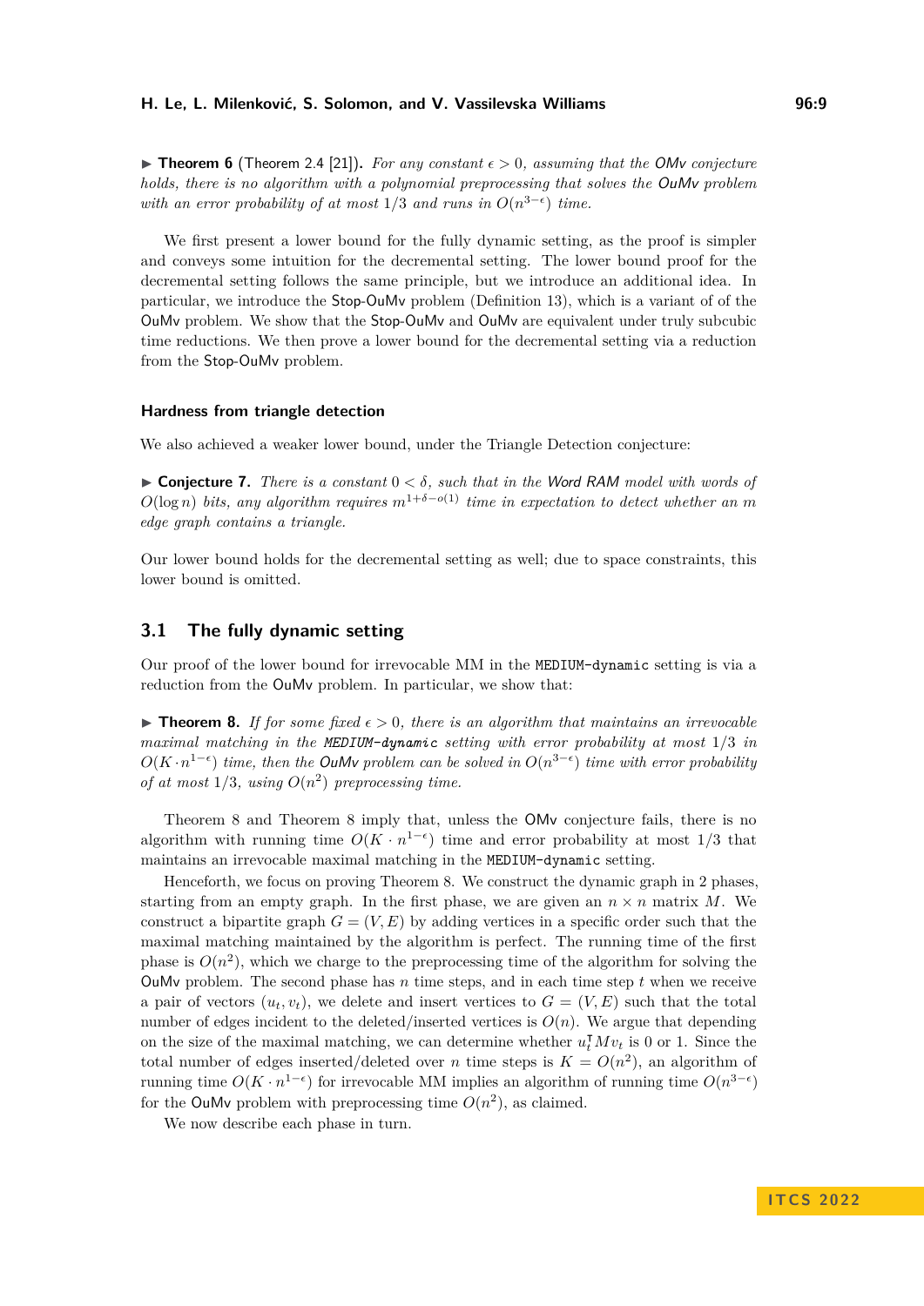▶ **Theorem 6** (Theorem 2.4 [21])**.** *For any constant $\epsilon > 0$, assuming that the OMv conjecture holds, there is no algorithm with a polynomial preprocessing that solves the OuMv problem with an error probability of at most $1/3$ and runs in $O(n^{3-\epsilon})$ time.*

We first present a lower bound for the fully dynamic setting, as the proof is simpler and conveys some intuition for the decremental setting. The lower bound proof for the decremental setting follows the same principle, but we introduce an additional idea. In particular, we introduce the Stop-OuMv problem (Definition 13), which is a variant of of the OuMv problem. We show that the Stop-OuMv and OuMv are equivalent under truly subcubic time reductions. We then prove a lower bound for the decremental setting via a reduction from the Stop-OuMv problem.

#### Hardness from triangle detection

We also achieved a weaker lower bound, under the Triangle Detection conjecture:

▶ **Conjecture 7.** *There is a constant $0 < \delta$, such that in the Word RAM model with words of $O(\log n)$ bits, any algorithm requires $m^{1+\delta-o(1)}$ time in expectation to detect whether an $m$ edge graph contains a triangle.*

Our lower bound holds for the decremental setting as well; due to space constraints, this lower bound is omitted.

## 3.1 The fully dynamic setting

Our proof of the lower bound for irrevocable MM in the `MEDIUM-dynamic` setting is via a reduction from the OuMv problem. In particular, we show that:

▶ **Theorem 8.** *If for some fixed $\epsilon > 0$, there is an algorithm that maintains an irrevocable maximal matching in the `MEDIUM-dynamic` setting with error probability at most $1/3$ in $O(K \cdot n^{1-\epsilon})$ time, then the OuMv problem can be solved in $O(n^{3-\epsilon})$ time with error probability of at most $1/3$, using $O(n^2)$ preprocessing time.*

Theorem 8 and Theorem 8 imply that, unless the OMv conjecture fails, there is no algorithm with running time $O(K \cdot n^{1-\epsilon})$ time and error probability at most $1/3$ that maintains an irrevocable maximal matching in the `MEDIUM-dynamic` setting.

Henceforth, we focus on proving Theorem 8. We construct the dynamic graph in 2 phases, starting from an empty graph. In the first phase, we are given an $n \times n$ matrix $M$. We construct a bipartite graph $G = (V, E)$ by adding vertices in a specific order such that the maximal matching maintained by the algorithm is perfect. The running time of the first phase is $O(n^2)$, which we charge to the preprocessing time of the algorithm for solving the OuMv problem. The second phase has $n$ time steps, and in each time step $t$ when we receive a pair of vectors $(u_t, v_t)$, we delete and insert vertices to $G = (V, E)$ such that the total number of edges incident to the deleted/inserted vertices is $O(n)$. We argue that depending on the size of the maximal matching, we can determine whether $u_t^\intercal M v_t$ is 0 or 1. Since the total number of edges inserted/deleted over $n$ time steps is $K = O(n^2)$, an algorithm of running time $O(K \cdot n^{1-\epsilon})$ for irrevocable MM implies an algorithm of running time $O(n^{3-\epsilon})$ for the OuMv problem with preprocessing time $O(n^2)$, as claimed.

We now describe each phase in turn.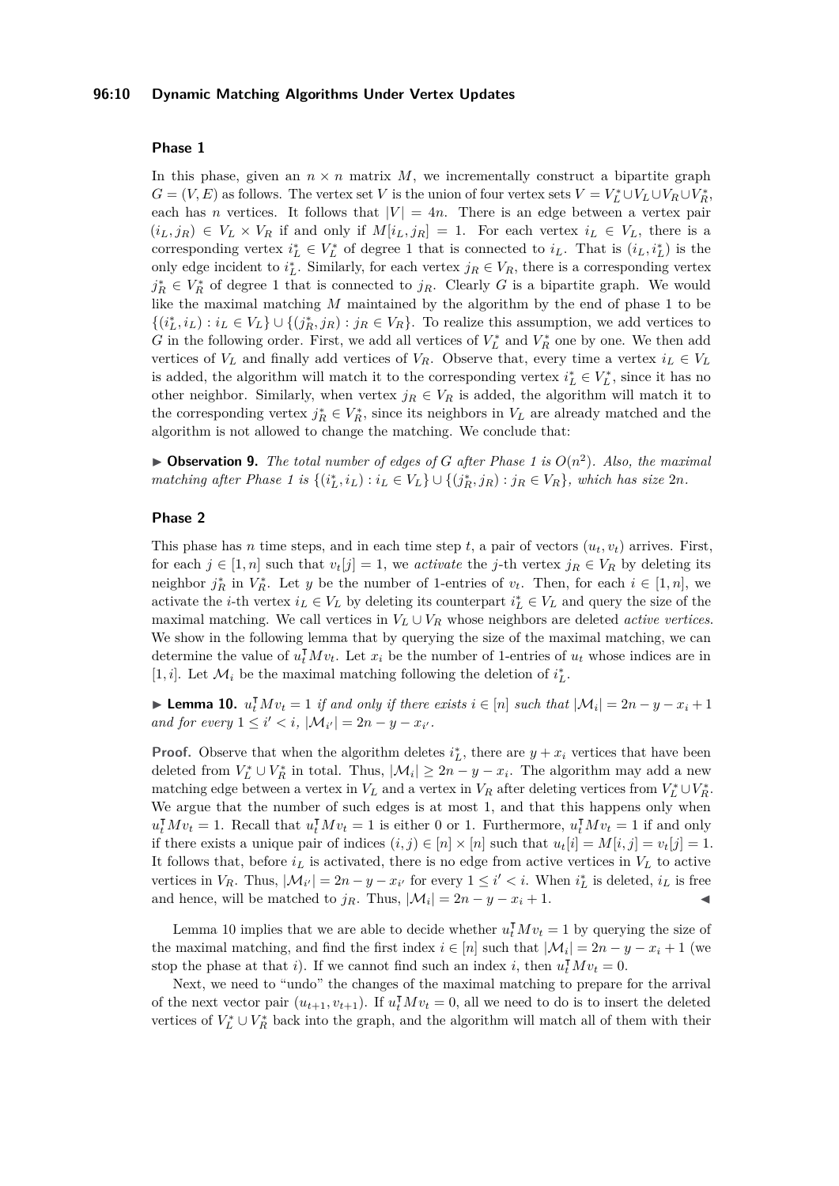### Phase 1

In this phase, given an $n \times n$ matrix $M$, we incrementally construct a bipartite graph $G = (V, E)$ as follows. The vertex set $V$ is the union of four vertex sets $V = V_L^* \cup V_L \cup V_R \cup V_R^*$, each has $n$ vertices. It follows that $|V| = 4n$. There is an edge between a vertex pair $(i_L, j_R) \in V_L \times V_R$ if and only if $M[i_L, j_R] = 1$. For each vertex $i_L \in V_L$, there is a corresponding vertex $i_L^* \in V_L^*$ of degree 1 that is connected to $i_L$. That is $(i_L, i_L^*)$ is the only edge incident to $i_L^*$. Similarly, for each vertex $j_R \in V_R$, there is a corresponding vertex $j_R^* \in V_R^*$ of degree 1 that is connected to $j_R$. Clearly $G$ is a bipartite graph. We would like the maximal matching $M$ maintained by the algorithm by the end of phase 1 to be $\{(i_L^*, i_L) : i_L \in V_L\} \cup \{(j_R^*, j_R) : j_R \in V_R\}$. To realize this assumption, we add vertices to $G$ in the following order. First, we add all vertices of $V_L^*$ and $V_R^*$ one by one. We then add vertices of $V_L$ and finally add vertices of $V_R$. Observe that, every time a vertex $i_L \in V_L$ is added, the algorithm will match it to the corresponding vertex $i_L^* \in V_L^*$, since it has no other neighbor. Similarly, when vertex $j_R \in V_R$ is added, the algorithm will match it to the corresponding vertex $j_R^* \in V_R^*$, since its neighbors in $V_L$ are already matched and the algorithm is not allowed to change the matching. We conclude that:

▶ **Observation 9.** *The total number of edges of $G$ after Phase 1 is $O(n^2)$. Also, the maximal matching after Phase 1 is $\{(i_L^*, i_L) : i_L \in V_L\} \cup \{(j_R^*, j_R) : j_R \in V_R\}$, which has size $2n$.*

### Phase 2

This phase has $n$ time steps, and in each time step $t$, a pair of vectors $(u_t, v_t)$ arrives. First, for each $j \in [1, n]$ such that $v_t[j] = 1$, we *activate* the $j$-th vertex $j_R \in V_R$ by deleting its neighbor $j_R^*$ in $V_R^*$. Let $y$ be the number of 1-entries of $v_t$. Then, for each $i \in [1, n]$, we activate the $i$-th vertex $i_L \in V_L$ by deleting its counterpart $i_L^* \in V_L$ and query the size of the maximal matching. We call vertices in $V_L \cup V_R$ whose neighbors are deleted *active vertices*. We show in the following lemma that by querying the size of the maximal matching, we can determine the value of $u_t^\intercal M v_t$. Let $x_i$ be the number of 1-entries of $u_t$ whose indices are in $[1, i]$. Let $\mathcal{M}_i$ be the maximal matching following the deletion of $i_L^*$.

▶ **Lemma 10.** *$u_t^\intercal M v_t = 1$ if and only if there exists $i \in [n]$ such that $|\mathcal{M}_i| = 2n - y - x_i + 1$ and for every $1 \leq i' < i$, $|\mathcal{M}_{i'}| = 2n - y - x_{i'}$.*

**Proof.** Observe that when the algorithm deletes $i_L^*$, there are $y + x_i$ vertices that have been deleted from $V_L^* \cup V_R^*$ in total. Thus, $|\mathcal{M}_i| \geq 2n - y - x_i$. The algorithm may add a new matching edge between a vertex in $V_L$ and a vertex in $V_R$ after deleting vertices from $V_L^* \cup V_R^*$. We argue that the number of such edges is at most 1, and that this happens only when $u_t^\intercal M v_t = 1$. Recall that $u_t^\intercal M v_t = 1$ is either 0 or 1. Furthermore, $u_t^\intercal M v_t = 1$ if and only if there exists a unique pair of indices $(i, j) \in [n] \times [n]$ such that $u_t[i] = M[i, j] = v_t[j] = 1$. It follows that, before $i_L$ is activated, there is no edge from active vertices in $V_L$ to active vertices in $V_R$. Thus, $|\mathcal{M}_{i'}| = 2n - y - x_{i'}$ for every $1 \leq i' < i$. When $i_L^*$ is deleted, $i_L$ is free and hence, will be matched to $j_R$. Thus, $|\mathcal{M}_i| = 2n - y - x_i + 1$. ◀

Lemma 10 implies that we are able to decide whether $u_t^\intercal M v_t = 1$ by querying the size of the maximal matching, and find the first index $i \in [n]$ such that $|\mathcal{M}_i| = 2n - y - x_i + 1$ (we stop the phase at that $i$). If we cannot find such an index $i$, then $u_t^\intercal M v_t = 0$.

Next, we need to "undo" the changes of the maximal matching to prepare for the arrival of the next vector pair $(u_{t+1}, v_{t+1})$. If $u_t^\intercal M v_t = 0$, all we need to do is to insert the deleted vertices of $V_L^* \cup V_R^*$ back into the graph, and the algorithm will match all of them with their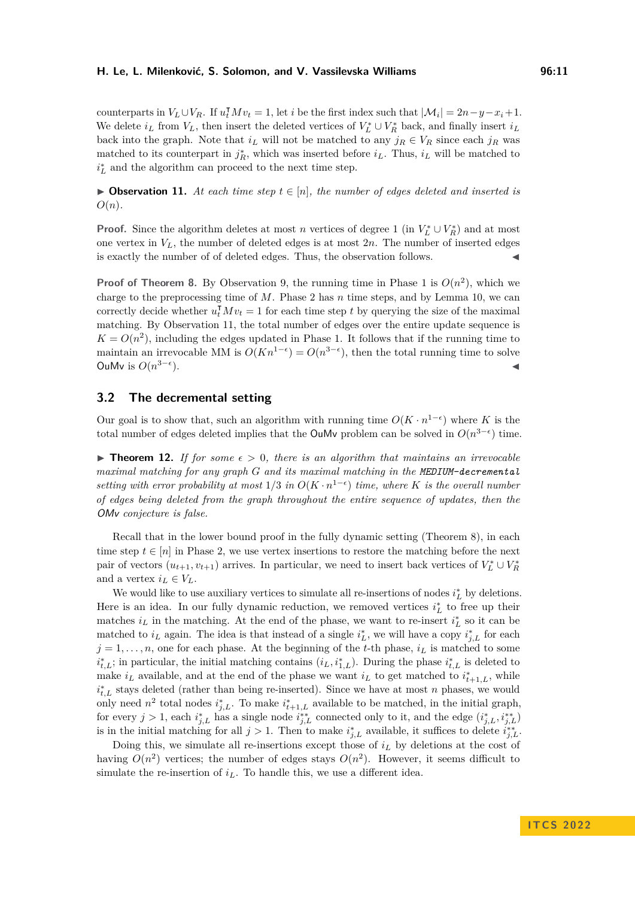counterparts in $V_L \cup V_R$. If $u_t^\intercal M v_t = 1$, let $i$ be the first index such that $|\mathcal{M}_i| = 2n - y - x_i + 1$. We delete $i_L$ from $V_L$, then insert the deleted vertices of $V_L^* \cup V_R^*$ back, and finally insert $i_L$ back into the graph. Note that $i_L$ will not be matched to any $j_R \in V_R$ since each $j_R$ was matched to its counterpart in $j_R^*$, which was inserted before $i_L$. Thus, $i_L$ will be matched to $i_L^*$ and the algorithm can proceed to the next time step.

▶ **Observation 11.** *At each time step $t \in [n]$, the number of edges deleted and inserted is $O(n)$.*

**Proof.** Since the algorithm deletes at most $n$ vertices of degree 1 (in $V_L^* \cup V_R^*$) and at most one vertex in $V_L$, the number of deleted edges is at most $2n$. The number of inserted edges is exactly the number of of deleted edges. Thus, the observation follows. ◀

**Proof of Theorem 8.** By Observation 9, the running time in Phase 1 is $O(n^2)$, which we charge to the preprocessing time of $M$. Phase 2 has $n$ time steps, and by Lemma 10, we can correctly decide whether $u_t^\intercal M v_t = 1$ for each time step $t$ by querying the size of the maximal matching. By Observation 11, the total number of edges over the entire update sequence is $K = O(n^2)$, including the edges updated in Phase 1. It follows that if the running time to maintain an irrevocable MM is $O(Kn^{1-\epsilon}) = O(n^{3-\epsilon})$, then the total running time to solve OuMv is $O(n^{3-\epsilon})$. ◀

## 3.2 The decremental setting

Our goal is to show that, such an algorithm with running time $O(K \cdot n^{1-\epsilon})$ where $K$ is the total number of edges deleted implies that the OuMv problem can be solved in $O(n^{3-\epsilon})$ time.

▶ **Theorem 12.** *If for some $\epsilon > 0$, there is an algorithm that maintains an irrevocable maximal matching for any graph $G$ and its maximal matching in the `MEDIUM-decremental` setting with error probability at most 1/3 in $O(K \cdot n^{1-\epsilon})$ time, where $K$ is the overall number of edges being deleted from the graph throughout the entire sequence of updates, then the OMv conjecture is false.*

Recall that in the lower bound proof in the fully dynamic setting (Theorem 8), in each time step $t \in [n]$ in Phase 2, we use vertex insertions to restore the matching before the next pair of vectors $(u_{t+1}, v_{t+1})$ arrives. In particular, we need to insert back vertices of $V_L^* \cup V_R^*$ and a vertex $i_L \in V_L$.

We would like to use auxiliary vertices to simulate all re-insertions of nodes $i_L^*$ by deletions. Here is an idea. In our fully dynamic reduction, we removed vertices $i_L^*$ to free up their matches $i_L$ in the matching. At the end of the phase, we want to re-insert $i_L^*$ so it can be matched to $i_L$ again. The idea is that instead of a single $i_L^*$, we will have a copy $i_{j,L}^*$ for each $j = 1, \dots, n$, one for each phase. At the beginning of the $t$-th phase, $i_L$ is matched to some $i_{t,L}^*$; in particular, the initial matching contains $(i_L, i_{1,L}^*)$. During the phase $i_{t,L}^*$ is deleted to make $i_L$ available, and at the end of the phase we want $i_L$ to get matched to $i_{t+1,L}^*$, while $i_{t,L}^*$ stays deleted (rather than being re-inserted). Since we have at most $n$ phases, we would only need $n^2$ total nodes $i_{j,L}^*$. To make $i_{t+1,L}^*$ available to be matched, in the initial graph, for every $j > 1$, each $i_{j,L}^*$ has a single node $i_{j,L}^{**}$ connected only to it, and the edge $(i_{j,L}^*, i_{j,L}^{**})$ is in the initial matching for all $j > 1$. Then to make $i_{j,L}^*$ available, it suffices to delete $i_{j,L}^{**}$.

Doing this, we simulate all re-insertions except those of $i_L$ by deletions at the cost of having $O(n^2)$ vertices; the number of edges stays $O(n^2)$. However, it seems difficult to simulate the re-insertion of $i_L$. To handle this, we use a different idea.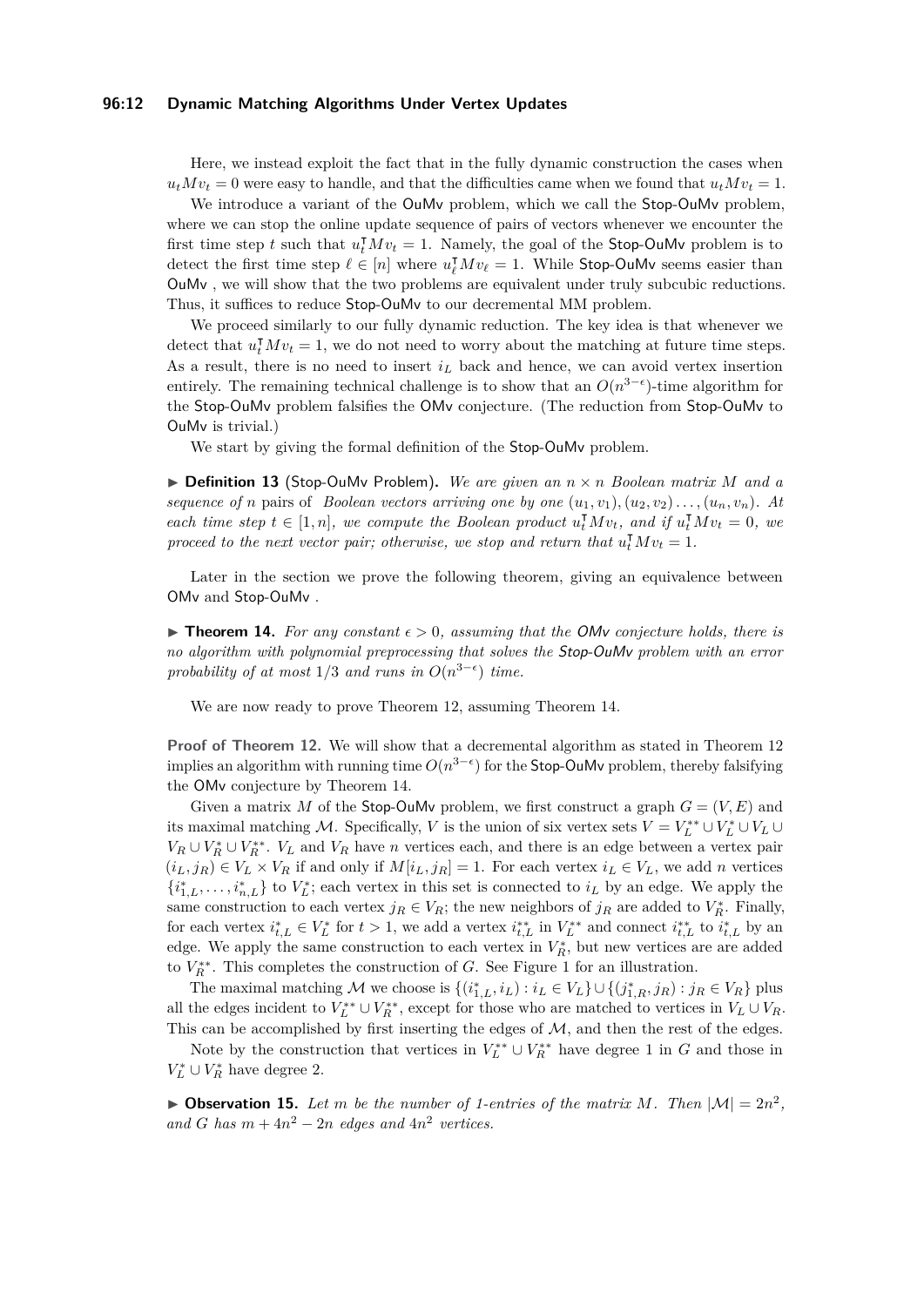Here, we instead exploit the fact that in the fully dynamic construction the cases when $u_t M v_t = 0$ were easy to handle, and that the difficulties came when we found that $u_t M v_t = 1$.

We introduce a variant of the OuMv problem, which we call the Stop-OuMv problem, where we can stop the online update sequence of pairs of vectors whenever we encounter the first time step $t$ such that $u_t^\intercal M v_t = 1$. Namely, the goal of the Stop-OuMv problem is to detect the first time step $\ell \in [n]$ where $u_\ell^\intercal M v_\ell = 1$. While Stop-OuMv seems easier than OuMv , we will show that the two problems are equivalent under truly subcubic reductions. Thus, it suffices to reduce Stop-OuMv to our decremental MM problem.

We proceed similarly to our fully dynamic reduction. The key idea is that whenever we detect that $u_t^\intercal M v_t = 1$, we do not need to worry about the matching at future time steps. As a result, there is no need to insert $i_L$ back and hence, we can avoid vertex insertion entirely. The remaining technical challenge is to show that an $O(n^{3-\epsilon})$-time algorithm for the Stop-OuMv problem falsifies the OMv conjecture. (The reduction from Stop-OuMv to OuMv is trivial.)

We start by giving the formal definition of the Stop-OuMv problem.

▶ **Definition 13** (Stop-OuMv Problem)**.** *We are given an $n \times n$ Boolean matrix $M$ and a sequence of $n$* pairs of *Boolean vectors arriving one by one $(u_1, v_1), (u_2, v_2) \ldots, (u_n, v_n)$. At each time step $t \in [1, n]$, we compute the Boolean product $u_t^\intercal M v_t$, and if $u_t^\intercal M v_t = 0$, we proceed to the next vector pair; otherwise, we stop and return that $u_t^\intercal M v_t = 1$.*

Later in the section we prove the following theorem, giving an equivalence between OMv and Stop-OuMv .

▶ **Theorem 14.** *For any constant $\epsilon > 0$, assuming that the OMv conjecture holds, there is no algorithm with polynomial preprocessing that solves the Stop-OuMv problem with an error probability of at most $1/3$ and runs in $O(n^{3-\epsilon})$ time.*

We are now ready to prove Theorem 12, assuming Theorem 14.

**Proof of Theorem 12.** We will show that a decremental algorithm as stated in Theorem 12 implies an algorithm with running time $O(n^{3-\epsilon})$ for the Stop-OuMv problem, thereby falsifying the OMv conjecture by Theorem 14.

Given a matrix $M$ of the Stop-OuMv problem, we first construct a graph $G = (V, E)$ and its maximal matching $\mathcal{M}$. Specifically, $V$ is the union of six vertex sets $V = V_L^{**} \cup V_L^* \cup V_L \cup V_R \cup V_R^* \cup V_R^{**}$. $V_L$ and $V_R$ have $n$ vertices each, and there is an edge between a vertex pair $(i_L, j_R) \in V_L \times V_R$ if and only if $M[i_L, j_R] = 1$. For each vertex $i_L \in V_L$, we add $n$ vertices $\{i_{1,L}^*, \ldots, i_{n,L}^*\}$ to $V_L^*$; each vertex in this set is connected to $i_L$ by an edge. We apply the same construction to each vertex $j_R \in V_R$; the new neighbors of $j_R$ are added to $V_R^*$. Finally, for each vertex $i_{t,L}^* \in V_L^*$ for $t > 1$, we add a vertex $i_{t,L}^{**}$ in $V_L^{**}$ and connect $i_{t,L}^{**}$ to $i_{t,L}^*$ by an edge. We apply the same construction to each vertex in $V_R^*$, but new vertices are are added to $V_R^{**}$. This completes the construction of $G$. See Figure 1 for an illustration.

The maximal matching $\mathcal{M}$ we choose is $\{(i_{1,L}^*, i_L) : i_L \in V_L\} \cup \{(j_{1,R}^*, j_R) : j_R \in V_R\}$ plus all the edges incident to $V_L^{**} \cup V_R^{**}$, except for those who are matched to vertices in $V_L \cup V_R$. This can be accomplished by first inserting the edges of $\mathcal{M}$, and then the rest of the edges.

Note by the construction that vertices in $V_L^{**} \cup V_R^{**}$ have degree 1 in $G$ and those in $V_L^* \cup V_R^*$ have degree 2.

▶ **Observation 15.** *Let $m$ be the number of 1-entries of the matrix $M$. Then $|\mathcal{M}| = 2n^2$, and $G$ has $m + 4n^2 - 2n$ edges and $4n^2$ vertices.*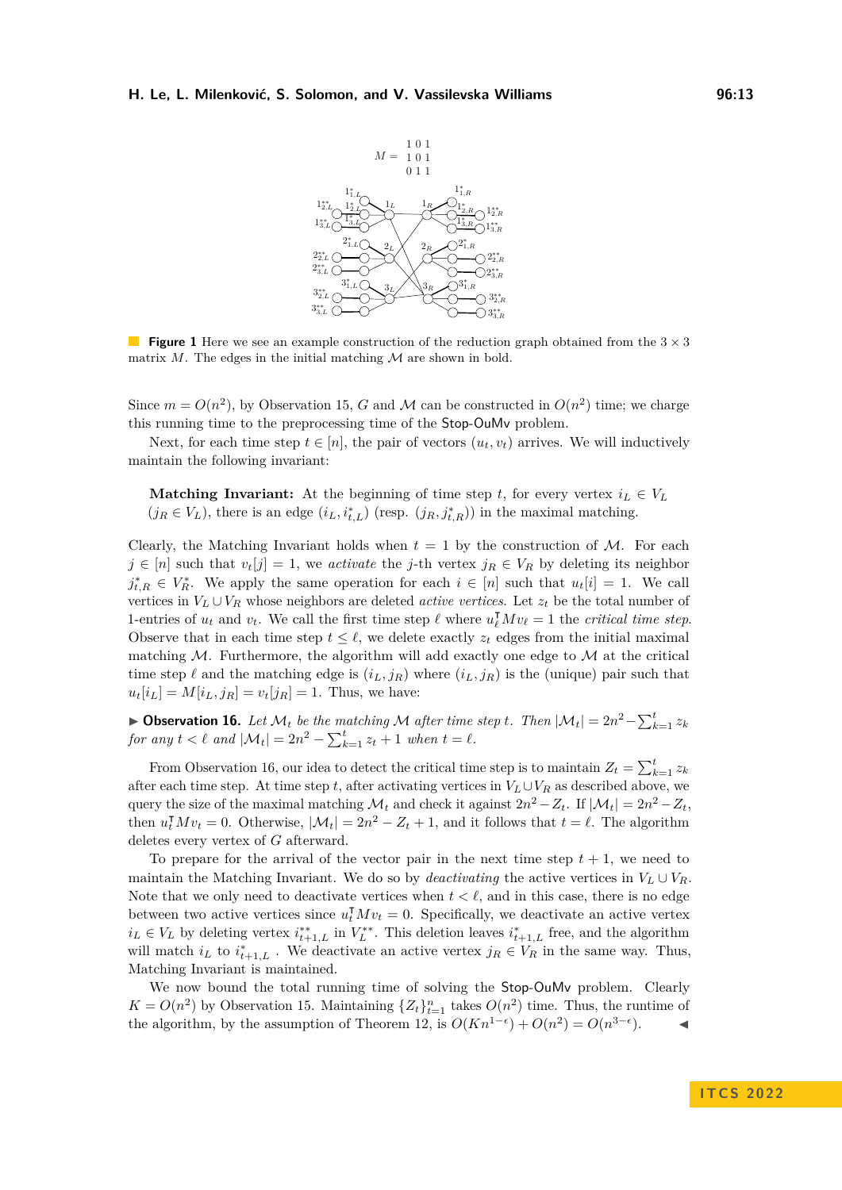$$M = \begin{matrix} 1 & 0 & 1 \\ 1 & 0 & 1 \\ 0 & 1 & 1 \end{matrix}$$

**Figure 1** Here we see an example construction of the reduction graph obtained from the $3 \times 3$ matrix $M$. The edges in the initial matching $\mathcal{M}$ are shown in bold.

Since $m = O(n^2)$, by Observation 15, $G$ and $\mathcal{M}$ can be constructed in $O(n^2)$ time; we charge this running time to the preprocessing time of the Stop-OuMv problem.

Next, for each time step $t \in [n]$, the pair of vectors $(u_t, v_t)$ arrives. We will inductively maintain the following invariant:

**Matching Invariant:** At the beginning of time step $t$, for every vertex $i_L \in V_L$ ($j_R \in V_L$), there is an edge $(i_L, i^*_{t,L})$ (resp. $(j_R, j^*_{t,R})$) in the maximal matching.

Clearly, the Matching Invariant holds when $t = 1$ by the construction of $\mathcal{M}$. For each $j \in [n]$ such that $v_t[j] = 1$, we *activate* the $j$-th vertex $j_R \in V_R$ by deleting its neighbor $j^*_{t,R} \in V^*_R$. We apply the same operation for each $i \in [n]$ such that $u_t[i] = 1$. We call vertices in $V_L \cup V_R$ whose neighbors are deleted *active vertices*. Let $z_t$ be the total number of 1-entries of $u_t$ and $v_t$. We call the first time step $\ell$ where $u_\ell^\intercal M v_\ell = 1$ the *critical time step*. Observe that in each time step $t \le \ell$, we delete exactly $z_t$ edges from the initial maximal matching $\mathcal{M}$. Furthermore, the algorithm will add exactly one edge to $\mathcal{M}$ at the critical time step $\ell$ and the matching edge is $(i_L, j_R)$ where $(i_L, j_R)$ is the (unique) pair such that $u_t[i_L] = M[i_L, j_R] = v_t[j_R] = 1$. Thus, we have:

▶ **Observation 16.** *Let $\mathcal{M}_t$ be the matching $\mathcal{M}$ after time step $t$. Then $|\mathcal{M}_t| = 2n^2 - \sum_{k=1}^{t} z_k$ for any $t < \ell$ and $|\mathcal{M}_t| = 2n^2 - \sum_{k=1}^{t} z_t + 1$ when $t = \ell$.*

From Observation 16, our idea to detect the critical time step is to maintain $Z_t = \sum_{k=1}^{t} z_k$ after each time step. At time step $t$, after activating vertices in $V_L \cup V_R$ as described above, we query the size of the maximal matching $\mathcal{M}_t$ and check it against $2n^2 - Z_t$. If $|\mathcal{M}_t| = 2n^2 - Z_t$, then $u_t^\intercal M v_t = 0$. Otherwise, $|\mathcal{M}_t| = 2n^2 - Z_t + 1$, and it follows that $t = \ell$. The algorithm deletes every vertex of $G$ afterward.

To prepare for the arrival of the vector pair in the next time step $t + 1$, we need to maintain the Matching Invariant. We do so by *deactivating* the active vertices in $V_L \cup V_R$. Note that we only need to deactivate vertices when $t < \ell$, and in this case, there is no edge between two active vertices since $u_t^\intercal M v_t = 0$. Specifically, we deactivate an active vertex $i_L \in V_L$ by deleting vertex $i^{**}_{t+1,L}$ in $V^{**}_L$. This deletion leaves $i^*_{t+1,L}$ free, and the algorithm will match $i_L$ to $i^*_{t+1,L}$. We deactivate an active vertex $j_R \in V_R$ in the same way. Thus, Matching Invariant is maintained.

We now bound the total running time of solving the Stop-OuMv problem. Clearly $K = O(n^2)$ by Observation 15. Maintaining $\{Z_t\}_{t=1}^{n}$ takes $O(n^2)$ time. Thus, the runtime of the algorithm, by the assumption of Theorem 12, is $O(Kn^{1-\epsilon}) + O(n^2) = O(n^{3-\epsilon})$. ◀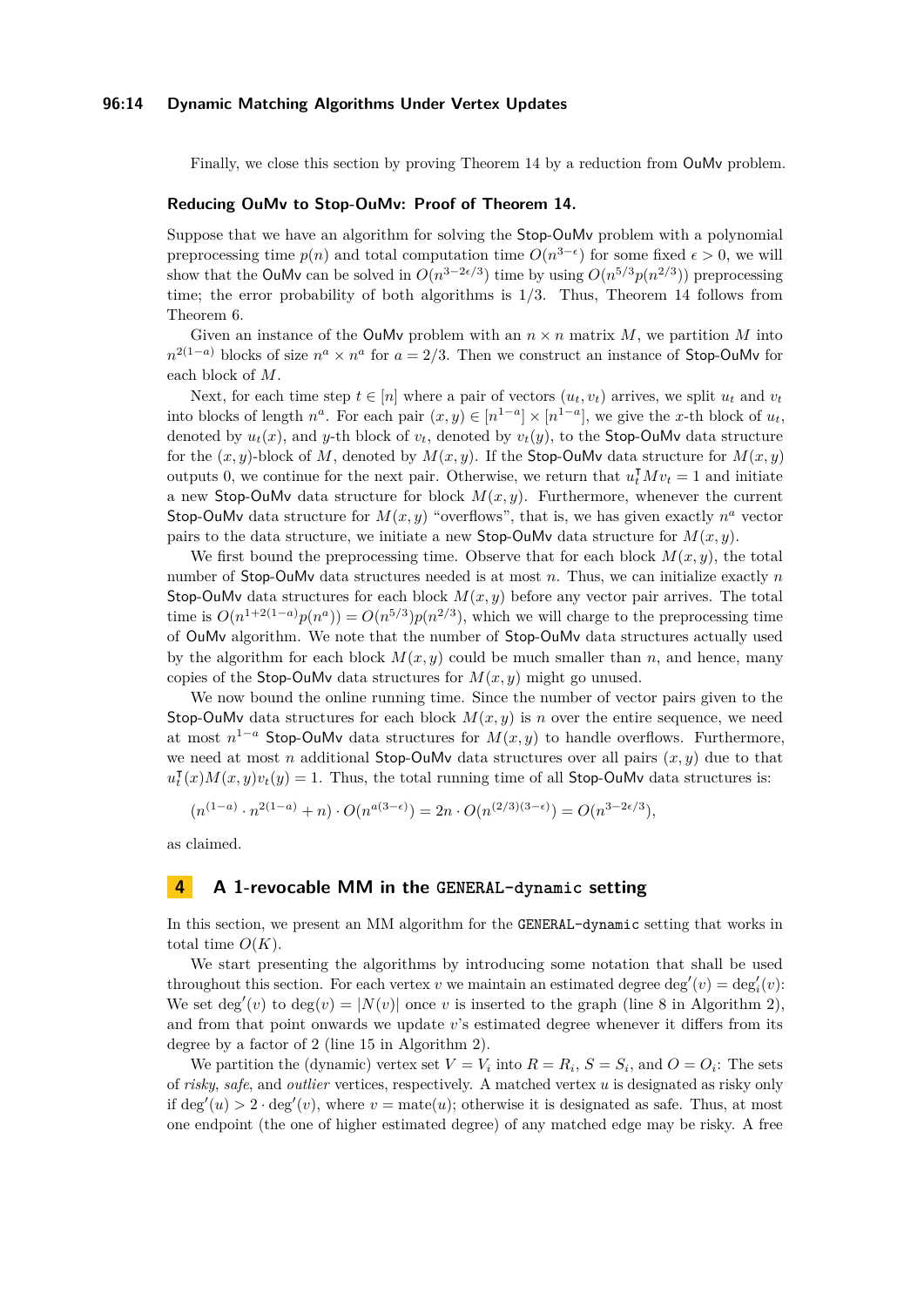Finally, we close this section by proving Theorem 14 by a reduction from OuMv problem.

**Reducing OuMv to Stop-OuMv: Proof of Theorem 14.**

Suppose that we have an algorithm for solving the Stop-OuMv problem with a polynomial preprocessing time $p(n)$ and total computation time $O(n^{3-\epsilon})$ for some fixed $\epsilon > 0$, we will show that the OuMv can be solved in $O(n^{3-2\epsilon/3})$ time by using $O(n^{5/3}p(n^{2/3}))$ preprocessing time; the error probability of both algorithms is 1/3. Thus, Theorem 14 follows from Theorem 6.

Given an instance of the OuMv problem with an $n \times n$ matrix $M$, we partition $M$ into $n^{2(1-a)}$ blocks of size $n^a \times n^a$ for $a = 2/3$. Then we construct an instance of Stop-OuMv for each block of $M$.

Next, for each time step $t \in [n]$ where a pair of vectors $(u_t, v_t)$ arrives, we split $u_t$ and $v_t$ into blocks of length $n^a$. For each pair $(x, y) \in [n^{1-a}] \times [n^{1-a}]$, we give the $x$-th block of $u_t$, denoted by $u_t(x)$, and $y$-th block of $v_t$, denoted by $v_t(y)$, to the Stop-OuMv data structure for the $(x, y)$-block of $M$, denoted by $M(x, y)$. If the Stop-OuMv data structure for $M(x, y)$ outputs 0, we continue for the next pair. Otherwise, we return that $u_t^{\intercal} M v_t = 1$ and initiate a new Stop-OuMv data structure for $M(x, y)$. Furthermore, whenever the current Stop-OuMv data structure for $M(x, y)$ "overflows", that is, we has given exactly $n^a$ vector pairs to the data structure, we initiate a new Stop-OuMv data structure for $M(x, y)$.

We first bound the preprocessing time. Observe that for each block $M(x, y)$, the total number of Stop-OuMv data structures needed is at most $n$. Thus, we can initialize exactly $n$ Stop-OuMv data structures for each block $M(x, y)$ before any vector pair arrives. The total time is $O(n^{1+2(1-a)}p(n^a)) = O(n^{5/3})p(n^{2/3})$, which we will charge to the preprocessing time of OuMv algorithm. We note that the number of Stop-OuMv data structures actually used by the algorithm for each block $M(x, y)$ could be much smaller than $n$, and hence, many copies of the Stop-OuMv data structures for $M(x, y)$ might go unused.

We now bound the online running time. Since the number of vector pairs given to the Stop-OuMv data structures for each block $M(x, y)$ is $n$ over the entire sequence, we need at most $n^{1-a}$ Stop-OuMv data structures for $M(x, y)$ to handle overflows. Furthermore, we need at most $n$ additional Stop-OuMv data structures over all pairs $(x, y)$ due to that $u_t^{\intercal}(x)M(x, y)v_t(y) = 1$. Thus, the total running time of all Stop-OuMv data structures is:

$$(n^{(1-a)} \cdot n^{2(1-a)} + n) \cdot O(n^{a(3-\epsilon)}) = 2n \cdot O(n^{(2/3)(3-\epsilon)}) = O(n^{3-2\epsilon/3}),$$

as claimed.

## 4 A 1-revocable MM in the GENERAL-dynamic setting

In this section, we present an MM algorithm for the GENERAL-dynamic setting that works in total time $O(K)$.

We start presenting the algorithms by introducing some notation that shall be used throughout this section. For each vertex $v$ we maintain an estimated degree $\deg'(v) = \deg'_i(v)$: We set $\deg'(v)$ to $\deg(v) = |N(v)|$ once $v$ is inserted to the graph (line 8 in Algorithm 2), and from that point onwards we update $v$'s estimated degree whenever it differs from its degree by a factor of 2 (line 15 in Algorithm 2).

We partition the (dynamic) vertex set $V = V_i$ into $R = R_i$, $S = S_i$, and $O = O_i$: The sets of *risky*, *safe*, and *outlier* vertices, respectively. A matched vertex $u$ is designated as risky only if $\deg'(u) > 2 \cdot \deg'(v)$, where $v = \text{mate}(u)$; otherwise it is designated as safe. Thus, at most one endpoint (the one of higher estimated degree) of any matched edge may be risky. A free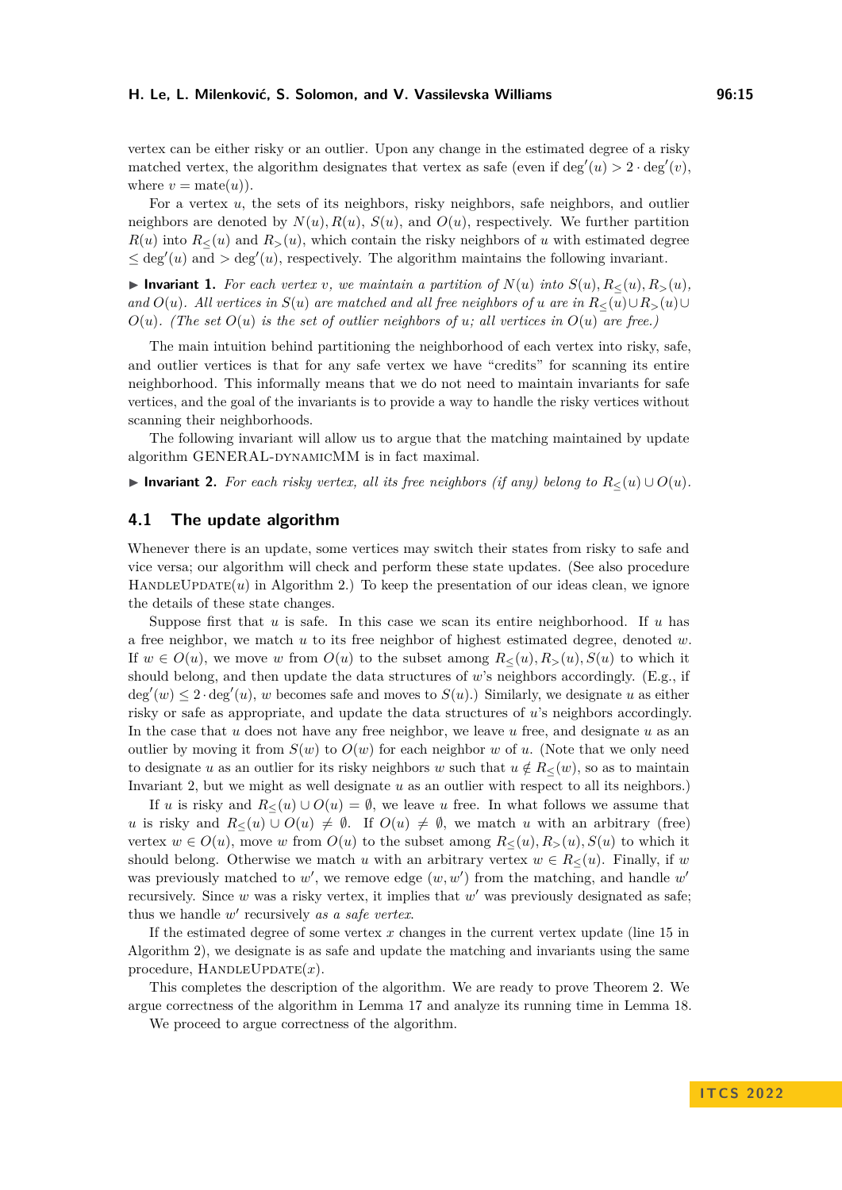vertex can be either risky or an outlier. Upon any change in the estimated degree of a risky matched vertex, the algorithm designates that vertex as safe (even if $\deg'(u) > 2 \cdot \deg'(v)$, where $v = \text{mate}(u)$).

For a vertex $u$, the sets of its neighbors, risky neighbors, safe neighbors, and outlier neighbors are denoted by $N(u), R(u)$, $S(u)$, and $O(u)$, respectively. We further partition $R(u)$ into $R_{\leq}(u)$ and $R_{>}(u)$, which contain the risky neighbors of $u$ with estimated degree $\leq \deg'(u)$ and $> \deg'(u)$, respectively. The algorithm maintains the following invariant.

▶ **Invariant 1.** *For each vertex $v$, we maintain a partition of $N(u)$ into $S(u), R_{\leq}(u), R_{>}(u)$, and $O(u)$. All vertices in $S(u)$ are matched and all free neighbors of $u$ are in $R_{\leq}(u) \cup R_{>}(u) \cup O(u)$. (The set $O(u)$ is the set of outlier neighbors of $u$; all vertices in $O(u)$ are free.)*

The main intuition behind partitioning the neighborhood of each vertex into risky, safe, and outlier vertices is that for any safe vertex we have "credits" for scanning its entire neighborhood. This informally means that we do not need to maintain invariants for safe vertices, and the goal of the invariants is to provide a way to handle the risky vertices without scanning their neighborhoods.

The following invariant will allow us to argue that the matching maintained by update algorithm GENERAL-DYNAMICMM is in fact maximal.

▶ **Invariant 2.** *For each risky vertex, all its free neighbors (if any) belong to $R_{\leq}(u) \cup O(u)$.*

## 4.1 The update algorithm

Whenever there is an update, some vertices may switch their states from risky to safe and vice versa; our algorithm will check and perform these state updates. (See also procedure HANDLEUPDATE($u$) in Algorithm 2.) To keep the presentation of our ideas clean, we ignore the details of these state changes.

Suppose first that $u$ is safe. In this case we scan its entire neighborhood. If $u$ has a free neighbor, we match $u$ to its free neighbor of highest estimated degree, denoted $w$. If $w \in O(u)$, we move $w$ from $O(u)$ to the subset among $R_{\leq}(u), R_{>}(u), S(u)$ to which it should belong, and then update the data structures of $w$'s neighbors accordingly. (E.g., if $\deg'(w) \leq 2 \cdot \deg'(u)$, $w$ becomes safe and moves to $S(u)$.) Similarly, we designate $u$ as either risky or safe as appropriate, and update the data structures of $u$'s neighbors accordingly. In the case that $u$ does not have any free neighbor, we leave $u$ free, and designate $u$ as an outlier by moving it from $S(w)$ to $O(w)$ for each neighbor $w$ of $u$. (Note that we only need to designate $u$ as an outlier for its risky neighbors $w$ such that $u \notin R_{\leq}(w)$, so as to maintain Invariant 2, but we might as well designate $u$ as an outlier with respect to all its neighbors.)

If $u$ is risky and $R_{\leq}(u) \cup O(u) = \emptyset$, we leave $u$ free. In what follows we assume that $u$ is risky and $R_{\leq}(u) \cup O(u) \neq \emptyset$. If $O(u) \neq \emptyset$, we match $u$ with an arbitrary (free) vertex $w \in O(u)$, move $w$ from $O(u)$ to the subset among $R_{\leq}(u), R_{>}(u), S(u)$ to which it should belong. Otherwise we match $u$ with an arbitrary vertex $w \in R_{\leq}(u)$. Finally, if $w$ was previously matched to $w'$, we remove edge $(w, w')$ from the matching, and handle $w'$ recursively. Since $w$ was a risky vertex, it implies that $w'$ was previously designated as safe; thus we handle $w'$ recursively *as a safe vertex*.

If the estimated degree of some vertex $x$ changes in the current vertex update (line 15 in Algorithm 2), we designate is as safe and update the matching and invariants using the same procedure, HANDLEUPDATE($x$).

This completes the description of the algorithm. We are ready to prove Theorem 2. We argue correctness of the algorithm in Lemma 17 and analyze its running time in Lemma 18.

We proceed to argue correctness of the algorithm.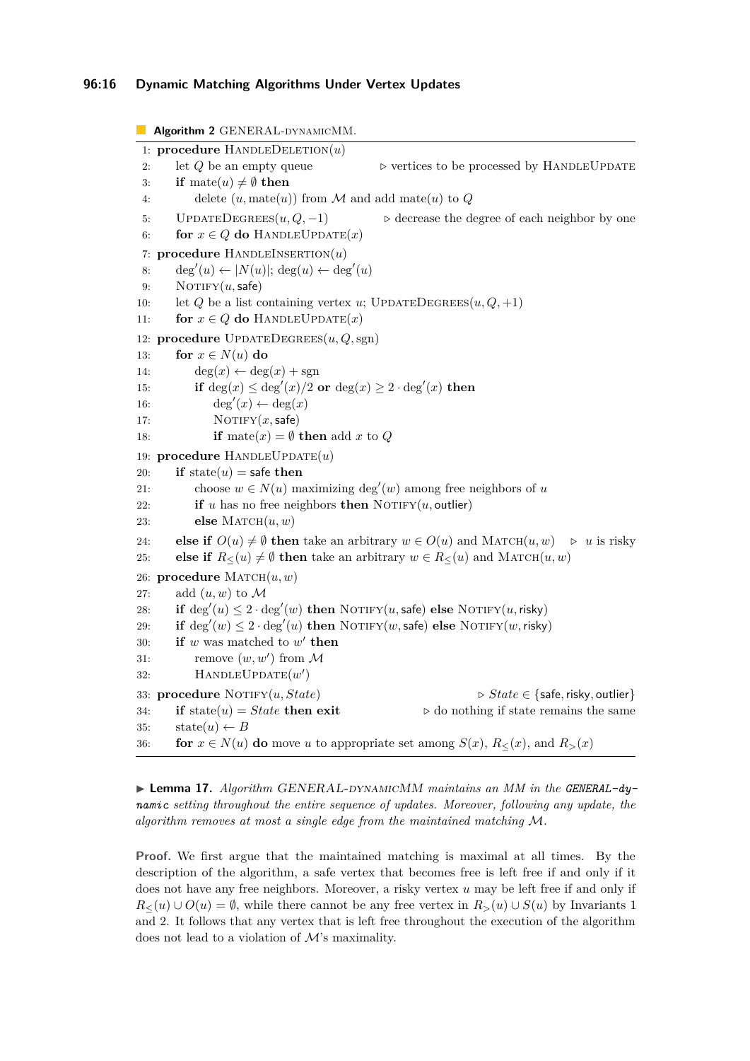**Algorithm 2** GENERAL-DYNAMICMM.

```
 1: procedure HandleDeletion(u)
 2:     let Q be an empty queue                    ▷ vertices to be processed by HandleUpdate
 3:     if mate(u) ≠ ∅ then
 4:         delete (u, mate(u)) from M and add mate(u) to Q
 5:     UpdateDegrees(u, Q, −1)                     ▷ decrease the degree of each neighbor by one
 6:     for x ∈ Q do HandleUpdate(x)
 7: procedure HandleInsertion(u)
 8:     deg′(u) ← |N(u)|; deg(u) ← deg′(u)
 9:     Notify(u, safe)
10:     let Q be a list containing vertex u; UpdateDegrees(u, Q, +1)
11:     for x ∈ Q do HandleUpdate(x)
12: procedure UpdateDegrees(u, Q, sgn)
13:     for x ∈ N(u) do
14:         deg(x) ← deg(x) + sgn
15:         if deg(x) ≤ deg′(x)/2 or deg(x) ≥ 2 · deg′(x) then
16:             deg′(x) ← deg(x)
17:             Notify(x, safe)
18:             if mate(x) = ∅ then add x to Q
19: procedure HandleUpdate(u)
20:     if state(u) = safe then
21:         choose w ∈ N(u) maximizing deg′(w) among free neighbors of u
22:         if u has no free neighbors then Notify(u, outlier)
23:         else Match(u, w)
24:     else if O(u) ≠ ∅ then take an arbitrary w ∈ O(u) and Match(u, w)    ▷ u is risky
25:     else if R≤(u) ≠ ∅ then take an arbitrary w ∈ R≤(u) and Match(u, w)
26: procedure Match(u, w)
27:     add (u, w) to M
28:     if deg′(u) ≤ 2 · deg′(w) then Notify(u, safe) else Notify(u, risky)
29:     if deg′(w) ≤ 2 · deg′(u) then Notify(w, safe) else Notify(w, risky)
30:     if w was matched to w′ then
31:         remove (w, w′) from M
32:         HandleUpdate(w′)
33: procedure Notify(u, State)                      ▷ State ∈ {safe, risky, outlier}
34:     if state(u) = State then exit               ▷ do nothing if state remains the same
35:     state(u) ← B
36:     for x ∈ N(u) do move u to appropriate set among S(x), R≤(x), and R>(x)
```

▶ **Lemma 17.** *Algorithm GENERAL-DYNAMICMM maintains an MM in the **GENERAL-dynamic** setting throughout the entire sequence of updates. Moreover, following any update, the algorithm removes at most a single edge from the maintained matching $\mathcal{M}$.*

**Proof.** We first argue that the maintained matching is maximal at all times. By the description of the algorithm, a safe vertex that becomes free is left free if and only if it does not have any free neighbors. Moreover, a risky vertex $u$ may be left free if and only if $R_{\leq}(u) \cup O(u) = \emptyset$, while there cannot be any free vertex in $R_{>}(u) \cup S(u)$ by Invariants 1 and 2. It follows that any vertex that is left free throughout the execution of the algorithm does not lead to a violation of $\mathcal{M}$'s maximality.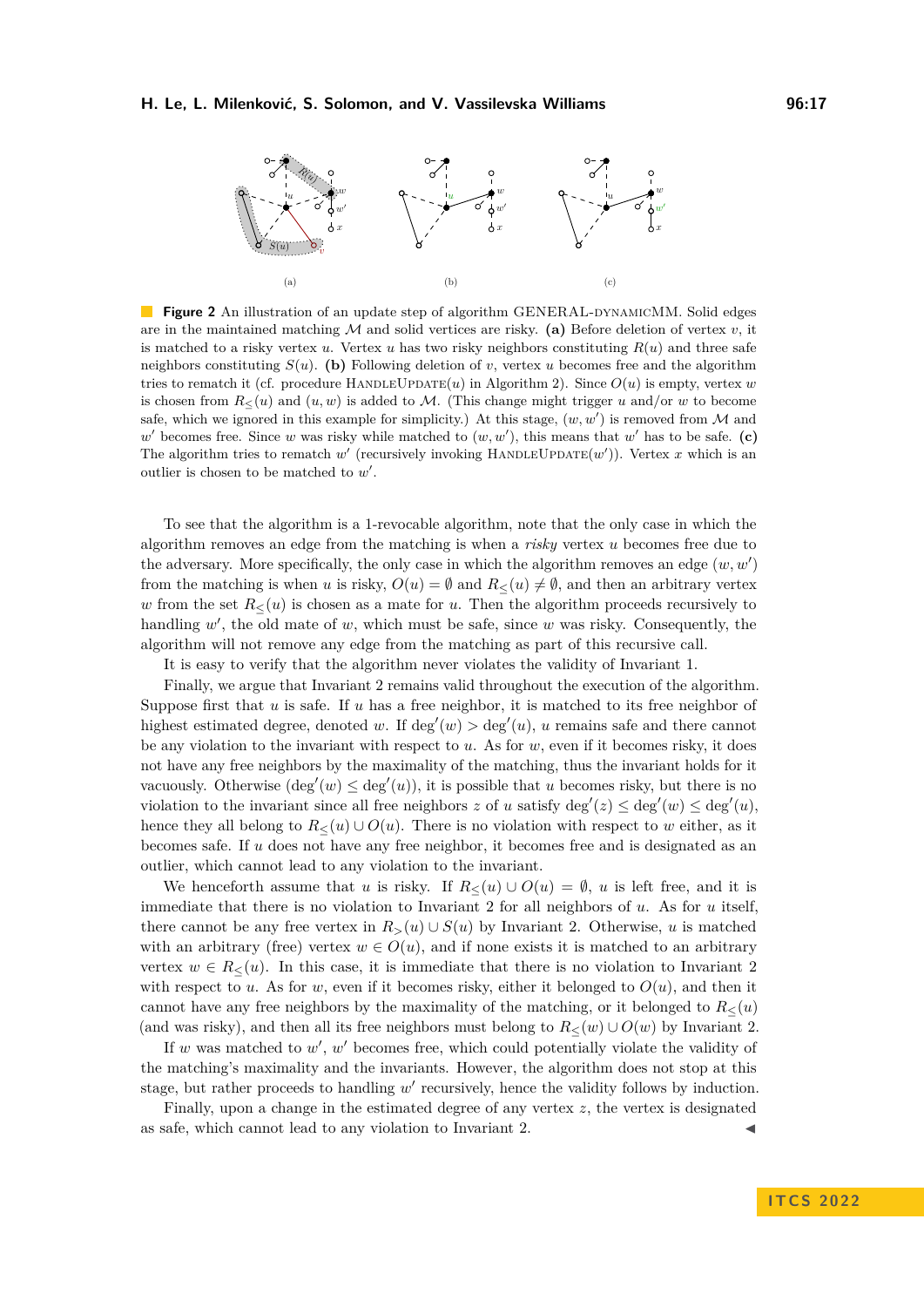**Figure 2** An illustration of an update step of algorithm GENERAL-DYNAMICMM. Solid edges are in the maintained matching $\mathcal{M}$ and solid vertices are risky. **(a)** Before deletion of vertex $v$, it is matched to a risky vertex $u$. Vertex $u$ has two risky neighbors constituting $R(u)$ and three safe neighbors constituting $S(u)$. **(b)** Following deletion of $v$, vertex $u$ becomes free and the algorithm tries to rematch it (cf. procedure HANDLEUPDATE($u$) in Algorithm 2). Since $O(u)$ is empty, vertex $w$ is chosen from $R_{\leq}(u)$ and $(u, w)$ is added to $\mathcal{M}$. (This change might trigger $u$ and/or $w$ to become safe, which we ignored in this example for simplicity.) At this stage, $(w, w')$ is removed from $\mathcal{M}$ and $w'$ becomes free. Since $w$ was risky while matched to $(w, w')$, this means that $w'$ has to be safe. **(c)** The algorithm tries to rematch $w'$ (recursively invoking HANDLEUPDATE($w'$)). Vertex $x$ which is an outlier is chosen to be matched to $w'$.

To see that the algorithm is a 1-revocable algorithm, note that the only case in which the algorithm removes an edge from the matching is when a *risky* vertex $u$ becomes free due to the adversary. More specifically, the only case in which the algorithm removes an edge $(w, w')$ from the matching is when $u$ is risky, $O(u) = \emptyset$ and $R_{\leq}(u) \neq \emptyset$, and then an arbitrary vertex $w$ from the set $R_{\leq}(u)$ is chosen as a mate for $u$. Then the algorithm proceeds recursively to handling $w'$, the old mate of $w$, which must be safe, since $w$ was risky. Consequently, the algorithm will not remove any edge from the matching as part of this recursive call.

It is easy to verify that the algorithm never violates the validity of Invariant 1.

Finally, we argue that Invariant 2 remains valid throughout the execution of the algorithm. Suppose first that $u$ is safe. If $u$ has a free neighbor, it is matched to its free neighbor of highest estimated degree, denoted $w$. If $\deg'(w) > \deg'(u)$, $u$ remains safe and there cannot be any violation to the invariant with respect to $u$. As for $w$, even if it becomes risky, it does not have any free neighbors by the maximality of the matching, thus the invariant holds for it vacuously. Otherwise ($\deg'(w) \leq \deg'(u)$), it is possible that $u$ becomes risky, but there is no violation to the invariant since all free neighbors $z$ of $u$ satisfy $\deg'(z) \leq \deg'(w) \leq \deg'(u)$, hence they all belong to $R_{\leq}(u) \cup O(u)$. There is no violation with respect to $w$ either, as it becomes safe. If $u$ does not have any free neighbor, it becomes free and is designated as an outlier, which cannot lead to any violation to the invariant.

We henceforth assume that $u$ is risky. If $R_{\leq}(u) \cup O(u) = \emptyset$, $u$ is left free, and it is immediate that there is no violation to Invariant 2 for all neighbors of $u$. As for $u$ itself, there cannot be any free vertex in $R_{>}(u) \cup S(u)$ by Invariant 2. Otherwise, $u$ is matched with an arbitrary (free) vertex $w \in O(u)$, and if none exists it is matched to an arbitrary vertex $w \in R_{\leq}(u)$. In this case, it is immediate that there is no violation to Invariant 2 with respect to $u$. As for $w$, even if it becomes risky, either it belonged to $O(u)$, and then it cannot have any free neighbors by the maximality of the matching, or it belonged to $R_{\leq}(u)$ (and was risky), and then all its free neighbors must belong to $R_{\leq}(w) \cup O(w)$ by Invariant 2.

If $w$ was matched to $w'$, $w'$ becomes free, which could potentially violate the validity of the matching's maximality and the invariants. However, the algorithm does not stop at this stage, but rather proceeds to handling $w'$ recursively, hence the validity follows by induction.

Finally, upon a change in the estimated degree of any vertex $z$, the vertex is designated as safe, which cannot lead to any violation to Invariant 2. ◂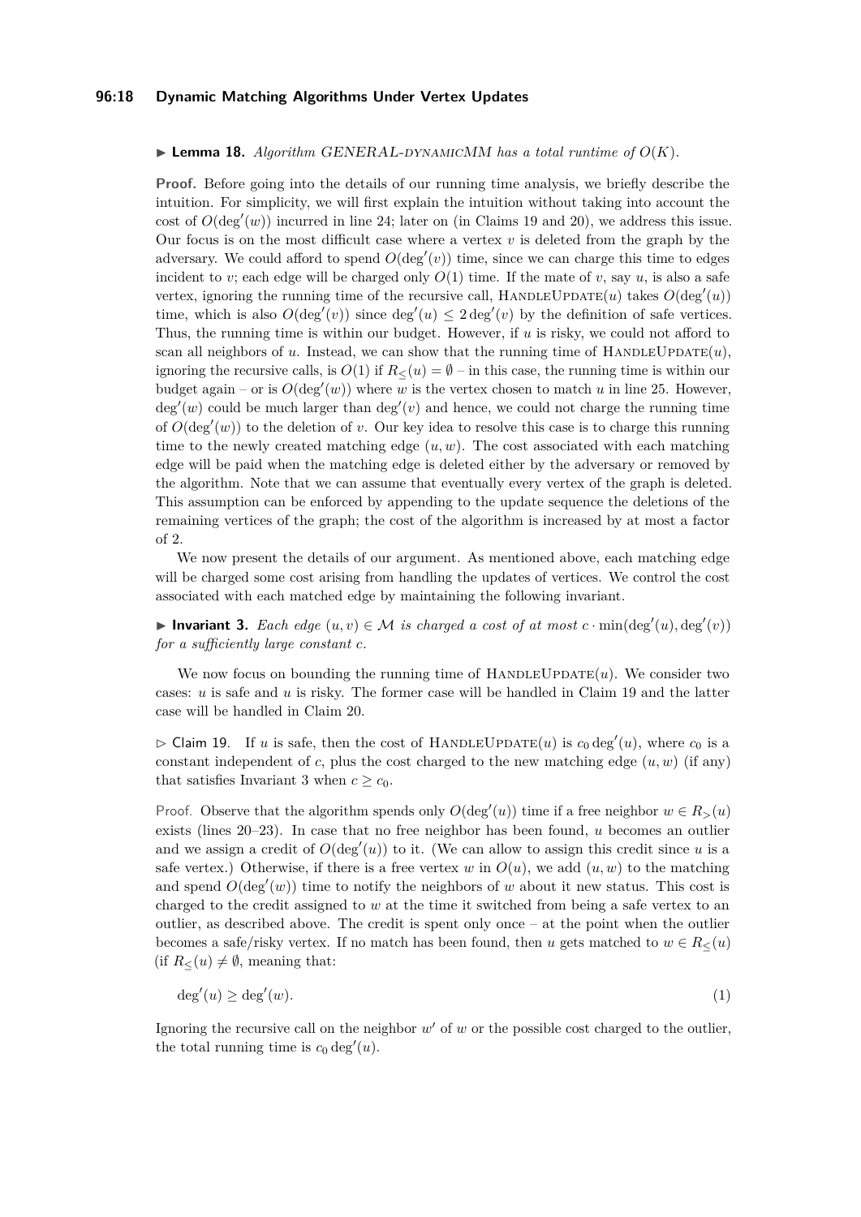**Lemma 18.** *Algorithm GENERAL-DYNAMICMM has a total runtime of $O(K)$.*

**Proof.** Before going into the details of our running time analysis, we briefly describe the intuition. For simplicity, we will first explain the intuition without taking into account the cost of $O(\deg'(w))$ incurred in line 24; later on (in Claims 19 and 20), we address this issue. Our focus is on the most difficult case where a vertex $v$ is deleted from the graph by the adversary. We could afford to spend $O(\deg'(v))$ time, since we can charge this time to edges incident to $v$; each edge will be charged only $O(1)$ time. If the mate of $v$, say $u$, is also a safe vertex, ignoring the running time of the recursive call, HANDLEUPDATE$(u)$ takes $O(\deg'(u))$ time, which is also $O(\deg'(v))$ since $\deg'(u) \leq 2\deg'(v)$ by the definition of safe vertices. Thus, the running time is within our budget. However, if $u$ is risky, we could not afford to scan all neighbors of $u$. Instead, we can show that the running time of HANDLEUPDATE$(u)$, ignoring the recursive calls, is $O(1)$ if $R_{\leq}(u) = \emptyset$ – in this case, the running time is within our budget again – or is $O(\deg'(w))$ where $w$ is the vertex chosen to match $u$ in line 25. However, $\deg'(w)$ could be much larger than $\deg'(v)$ and hence, we could not charge the running time of $O(\deg'(w))$ to the deletion of $v$. Our key idea to resolve this case is to charge this running time to the newly created matching edge $(u, w)$. The cost associated with each matching edge will be paid when the matching edge is deleted either by the adversary or removed by the algorithm. Note that we can assume that eventually every vertex of the graph is deleted. This assumption can be enforced by appending to the update sequence the deletions of the remaining vertices of the graph; the cost of the algorithm is increased by at most a factor of 2.

We now present the details of our argument. As mentioned above, each matching edge will be charged some cost arising from handling the updates of vertices. We control the cost associated with each matched edge by maintaining the following invariant.

**Invariant 3.** *Each edge $(u, v) \in \mathcal{M}$ is charged a cost of at most $c \cdot \min(\deg'(u), \deg'(v))$ for a sufficiently large constant $c$.*

We now focus on bounding the running time of HANDLEUPDATE$(u)$. We consider two cases: $u$ is safe and $u$ is risky. The former case will be handled in Claim 19 and the latter case will be handled in Claim 20.

▷ Claim 19. If $u$ is safe, then the cost of HANDLEUPDATE$(u)$ is $c_0 \deg'(u)$, where $c_0$ is a constant independent of $c$, plus the cost charged to the new matching edge $(u, w)$ (if any) that satisfies Invariant 3 when $c \geq c_0$.

Proof. Observe that the algorithm spends only $O(\deg'(u))$ time if a free neighbor $w \in R_{>}(u)$ exists (lines 20–23). In case that no free neighbor has been found, $u$ becomes an outlier and we assign a credit of $O(\deg'(u))$ to it. (We can allow to assign this credit since $u$ is a safe vertex.) Otherwise, if there is a free vertex $w$ in $O(u)$, we add $(u, w)$ to the matching and spend $O(\deg'(w))$ time to notify the neighbors of $w$ about it new status. This cost is charged to the credit assigned to $w$ at the time it switched from being a safe vertex to an outlier, as described above. The credit is spent only once – at the point when the outlier becomes a safe/risky vertex. If no match has been found, then $u$ gets matched to $w \in R_{\leq}(u)$ (if $R_{\leq}(u) \neq \emptyset$, meaning that:

$$\deg'(u) \geq \deg'(w). \tag{1}$$

Ignoring the recursive call on the neighbor $w'$ of $w$ or the possible cost charged to the outlier, the total running time is $c_0 \deg'(u)$.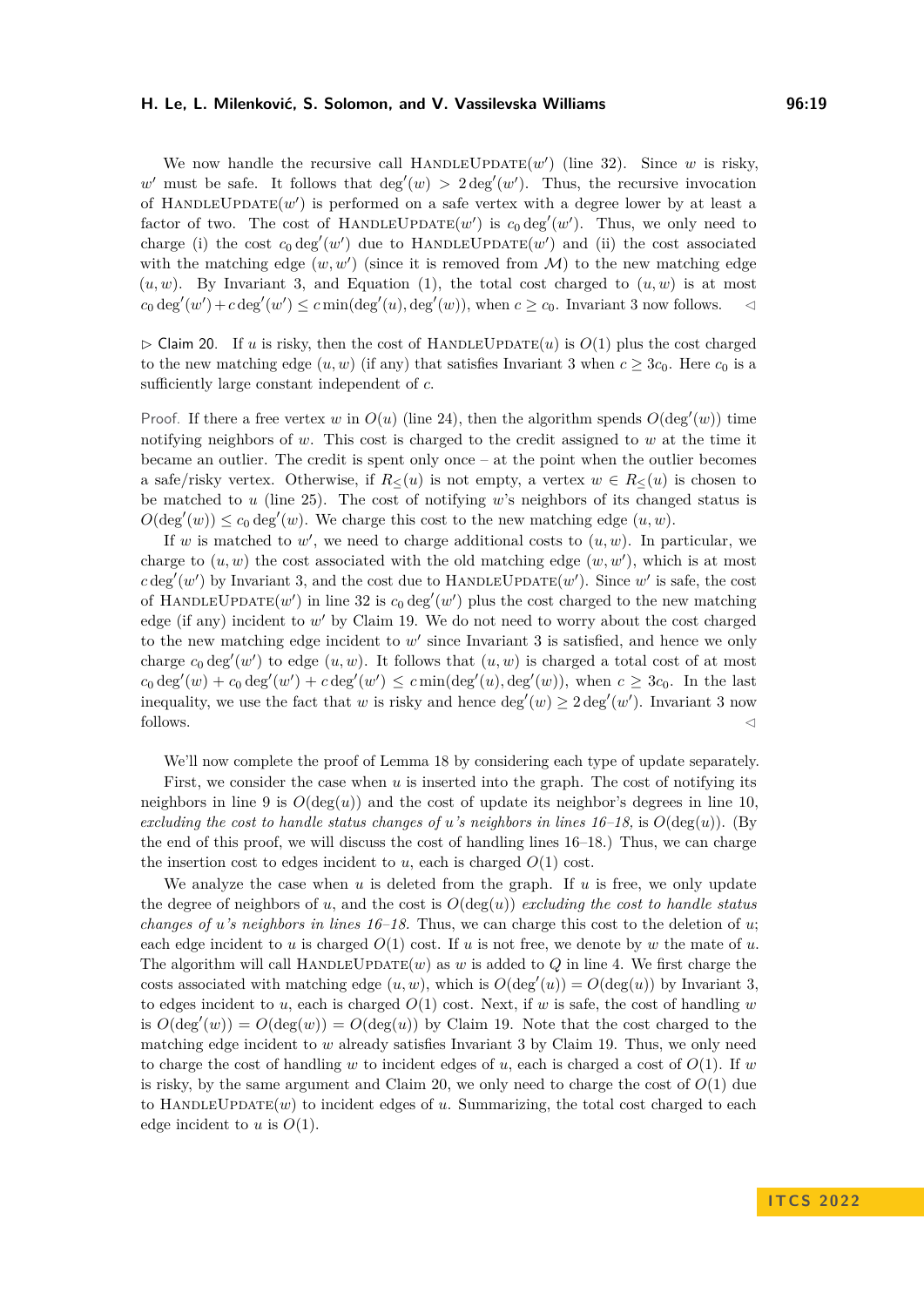We now handle the recursive call HandleUpdate($w'$) (line 32). Since $w$ is risky, $w'$ must be safe. It follows that $\deg'(w) > 2\deg'(w')$. Thus, the recursive invocation of HandleUpdate($w'$) is performed on a safe vertex with a degree lower by at least a factor of two. The cost of HandleUpdate($w'$) is $c_0 \deg'(w')$. Thus, we only need to charge (i) the cost $c_0 \deg'(w')$ due to HandleUpdate($w'$) and (ii) the cost associated with the matching edge $(w, w')$ (since it is removed from $\mathcal{M}$) to the new matching edge $(u, w)$. By Invariant 3, and Equation (1), the total cost charged to $(u, w)$ is at most $c_0 \deg'(w') + c\deg'(w') \leq c \min(\deg'(u), \deg'(w))$, when $c \geq c_0$. Invariant 3 now follows. ◁

▷ Claim 20. If $u$ is risky, then the cost of HandleUpdate($u$) is $O(1)$ plus the cost charged to the new matching edge $(u, w)$ (if any) that satisfies Invariant 3 when $c \geq 3c_0$. Here $c_0$ is a sufficiently large constant independent of $c$.

Proof. If there a free vertex $w$ in $O(u)$ (line 24), then the algorithm spends $O(\deg'(w))$ time notifying neighbors of $w$. This cost is charged to the credit assigned to $w$ at the time it became an outlier. The credit is spent only once – at the point when the outlier becomes a safe/risky vertex. Otherwise, if $R_{\leq}(u)$ is not empty, a vertex $w \in R_{\leq}(u)$ is chosen to be matched to $u$ (line 25). The cost of notifying $w$'s neighbors of its changed status is $O(\deg'(w)) \leq c_0 \deg'(w)$. We charge this cost to the new matching edge $(u, w)$.

If $w$ is matched to $w'$, we need to charge additional costs to $(u, w)$. In particular, we charge to $(u, w)$ the cost associated with the old matching edge $(w, w')$, which is at most $c\deg'(w')$ by Invariant 3, and the cost due to HandleUpdate($w'$). Since $w'$ is safe, the cost of HandleUpdate($w'$) in line 32 is $c_0 \deg'(w')$ plus the cost charged to the new matching edge (if any) incident to $w'$ by Claim 19. We do not need to worry about the cost charged to the new matching edge incident to $w'$ since Invariant 3 is satisfied, and hence we only charge $c_0 \deg'(w')$ to edge $(u, w)$. It follows that $(u, w)$ is charged a total cost of at most $c_0 \deg'(w) + c_0 \deg'(w') + c\deg'(w') \leq c \min(\deg'(u), \deg'(w))$, when $c \geq 3c_0$. In the last inequality, we use the fact that $w$ is risky and hence $\deg'(w) \geq 2\deg'(w')$. Invariant 3 now follows. ◁

We'll now complete the proof of Lemma 18 by considering each type of update separately.

First, we consider the case when $u$ is inserted into the graph. The cost of notifying its neighbors in line 9 is $O(\deg(u))$ and the cost of update its neighbor's degrees in line 10, *excluding the cost to handle status changes of $u$'s neighbors in lines 16–18*, is $O(\deg(u))$. (By the end of this proof, we will discuss the cost of handling lines 16–18.) Thus, we can charge the insertion cost to edges incident to $u$, each is charged $O(1)$ cost.

We analyze the case when $u$ is deleted from the graph. If $u$ is free, we only update the degree of neighbors of $u$, and the cost is $O(\deg(u))$ *excluding the cost to handle status changes of $u$'s neighbors in lines 16–18*. Thus, we can charge this cost to the deletion of $u$; each edge incident to $u$ is charged $O(1)$ cost. If $u$ is not free, we denote by $w$ the mate of $u$. The algorithm will call HandleUpdate($w$) as $w$ is added to $Q$ in line 4. We first charge the costs associated with matching edge $(u, w)$, which is $O(\deg'(u)) = O(\deg(u))$ by Invariant 3, to edges incident to $u$, each is charged $O(1)$ cost. Next, if $w$ is safe, the cost of handling $w$ is $O(\deg'(w)) = O(\deg(w)) = O(\deg(u))$ by Claim 19. Note that the cost charged to the matching edge incident to $w$ already satisfies Invariant 3 by Claim 19. Thus, we only need to charge the cost of handling $w$ to incident edges of $u$, each is charged a cost of $O(1)$. If $w$ is risky, by the same argument and Claim 20, we only need to charge the cost of $O(1)$ due to HandleUpdate($w$) to incident edges of $u$. Summarizing, the total cost charged to each edge incident to $u$ is $O(1)$.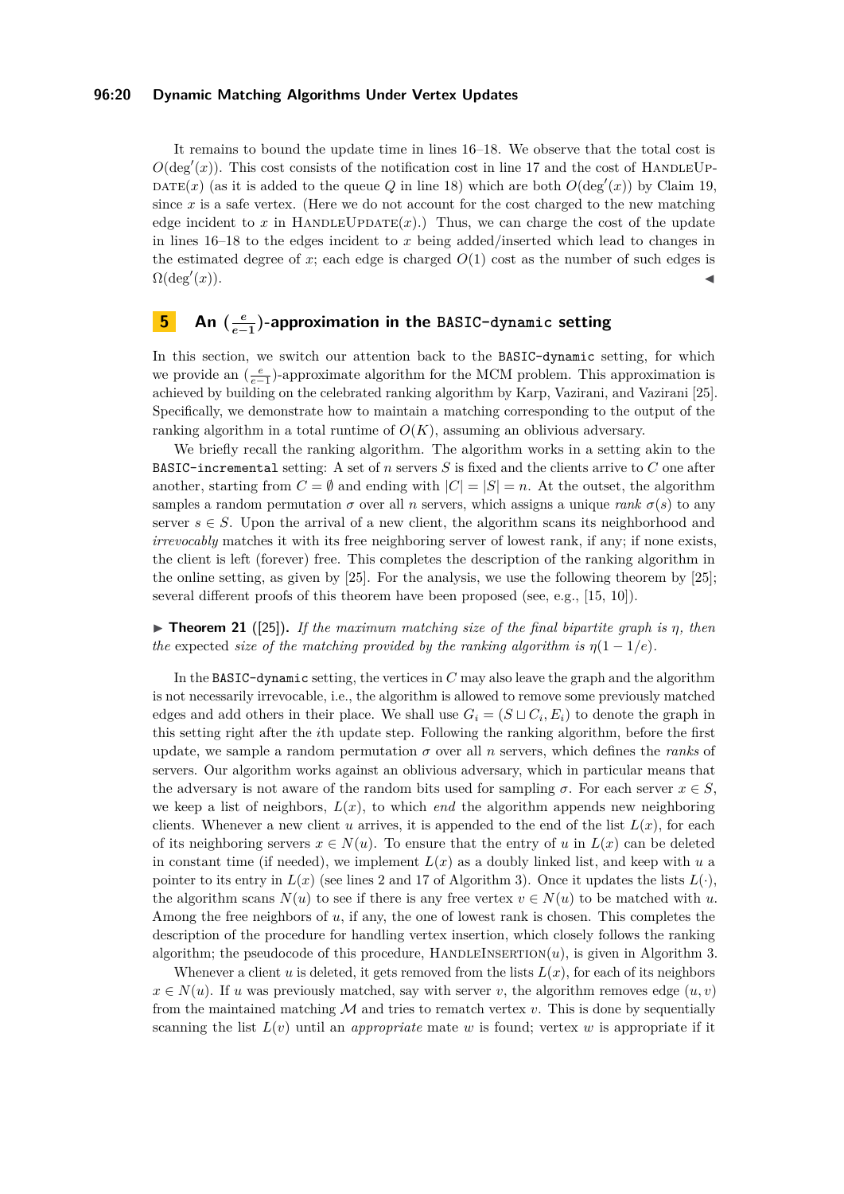It remains to bound the update time in lines 16–18. We observe that the total cost is $O(\deg'(x))$. This cost consists of the notification cost in line 17 and the cost of HandleUpdate$(x)$ (as it is added to the queue $Q$ in line 18) which are both $O(\deg'(x))$ by Claim 19, since $x$ is a safe vertex. (Here we do not account for the cost charged to the new matching edge incident to $x$ in HandleUpdate$(x)$.) Thus, we can charge the cost of the update in lines 16–18 to the edges incident to $x$ being added/inserted which lead to changes in the estimated degree of $x$; each edge is charged $O(1)$ cost as the number of such edges is $\Omega(\deg'(x))$. ◀

## 5 An $(\frac{e}{e-1})$-approximation in the `BASIC-dynamic` setting

In this section, we switch our attention back to the `BASIC-dynamic` setting, for which we provide an $(\frac{e}{e-1})$-approximate algorithm for the MCM problem. This approximation is achieved by building on the celebrated ranking algorithm by Karp, Vazirani, and Vazirani [25]. Specifically, we demonstrate how to maintain a matching corresponding to the output of the ranking algorithm in a total runtime of $O(K)$, assuming an oblivious adversary.

We briefly recall the ranking algorithm. The algorithm works in a setting akin to the `BASIC-incremental` setting: A set of $n$ servers $S$ is fixed and the clients arrive to $C$ one after another, starting from $C = \emptyset$ and ending with $|C| = |S| = n$. At the outset, the algorithm samples a random permutation $\sigma$ over all $n$ servers, which assigns a unique *rank* $\sigma(s)$ to any server $s \in S$. Upon the arrival of a new client, the algorithm scans its neighborhood and *irrevocably* matches it with its free neighboring server of lowest rank, if any; if none exists, the client is left (forever) free. This completes the description of the ranking algorithm in the online setting, as given by [25]. For the analysis, we use the following theorem by [25]; several different proofs of this theorem have been proposed (see, e.g., [15, 10]).

▶ **Theorem 21** ([25]). *If the maximum matching size of the final bipartite graph is $\eta$, then the* expected *size of the matching provided by the ranking algorithm is $\eta(1 - 1/e)$.*

In the `BASIC-dynamic` setting, the vertices in $C$ may also leave the graph and the algorithm is not necessarily irrevocable, i.e., the algorithm is allowed to remove some previously matched edges and add others in their place. We shall use $G_i = (S \sqcup C_i, E_i)$ to denote the graph in this setting right after the $i$th update step. Following the ranking algorithm, before the first update, we sample a random permutation $\sigma$ over all $n$ servers, which defines the *ranks* of servers. Our algorithm works against an oblivious adversary, which in particular means that the adversary is not aware of the random bits used for sampling $\sigma$. For each server $x \in S$, we keep a list of neighbors, $L(x)$, to which *end* the algorithm appends new neighboring clients. Whenever a new client $u$ arrives, it is appended to the end of the list $L(x)$, for each of its neighboring servers $x \in N(u)$. To ensure that the entry of $u$ in $L(x)$ can be deleted in constant time (if needed), we implement $L(x)$ as a doubly linked list, and keep with $u$ a pointer to its entry in $L(x)$ (see lines 2 and 17 of Algorithm 3). Once it updates the lists $L(\cdot)$, the algorithm scans $N(u)$ to see if there is any free vertex $v \in N(u)$ to be matched with $u$. Among the free neighbors of $u$, if any, the one of lowest rank is chosen. This completes the description of the procedure for handling vertex insertion, which closely follows the ranking algorithm; the pseudocode of this procedure, HandleInsertion$(u)$, is given in Algorithm 3.

Whenever a client $u$ is deleted, it gets removed from the lists $L(x)$, for each of its neighbors $x \in N(u)$. If $u$ was previously matched, say with server $v$, the algorithm removes edge $(u, v)$ from the maintained matching $\mathcal{M}$ and tries to rematch vertex $v$. This is done by sequentially scanning the list $L(v)$ until an *appropriate* mate $w$ is found; vertex $w$ is appropriate if it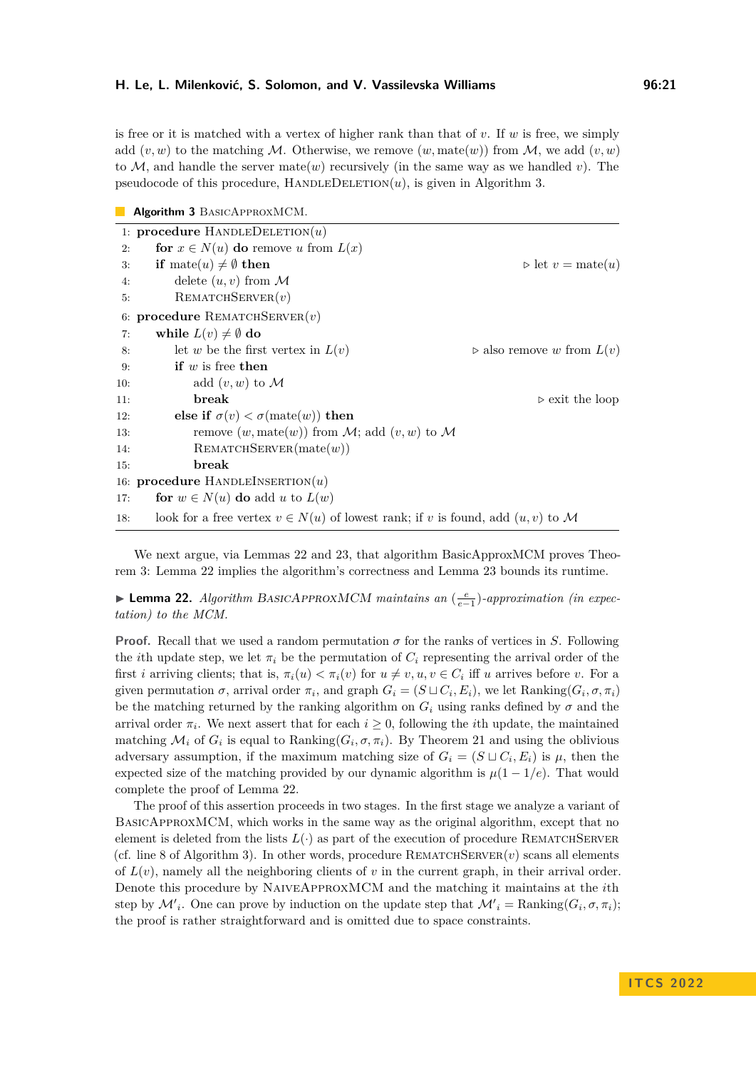is free or it is matched with a vertex of higher rank than that of $v$. If $w$ is free, we simply add $(v, w)$ to the matching $\mathcal{M}$. Otherwise, we remove $(w, \text{mate}(w))$ from $\mathcal{M}$, we add $(v, w)$ to $\mathcal{M}$, and handle the server $\text{mate}(w)$ recursively (in the same way as we handled $v$). The pseudocode of this procedure, HandleDeletion$(u)$, is given in Algorithm 3.

**Algorithm 3** BasicApproxMCM.

```
1:  procedure HandleDeletion(u)
2:      for x ∈ N(u) do remove u from L(x)
3:      if mate(u) ≠ ∅ then                                   ▷ let v = mate(u)
4:          delete (u, v) from M
5:          RematchServer(v)
6:  procedure RematchServer(v)
7:      while L(v) ≠ ∅ do
8:          let w be the first vertex in L(v)                  ▷ also remove w from L(v)
9:          if w is free then
10:             add (v, w) to M
11:             break                                          ▷ exit the loop
12:         else if σ(v) < σ(mate(w)) then
13:             remove (w, mate(w)) from M; add (v, w) to M
14:             RematchServer(mate(w))
15:             break
16: procedure HandleInsertion(u)
17:     for w ∈ N(u) do add u to L(w)
18:     look for a free vertex v ∈ N(u) of lowest rank; if v is found, add (u, v) to M
```

We next argue, via Lemmas 22 and 23, that algorithm BasicApproxMCM proves Theorem 3: Lemma 22 implies the algorithm's correctness and Lemma 23 bounds its runtime.

▶ **Lemma 22.** *Algorithm BasicApproxMCM maintains an $(\frac{e}{e-1})$-approximation (in expectation) to the MCM.*

**Proof.** Recall that we used a random permutation $\sigma$ for the ranks of vertices in $S$. Following the $i$th update step, we let $\pi_i$ be the permutation of $C_i$ representing the arrival order of the first $i$ arriving clients; that is, $\pi_i(u) < \pi_i(v)$ for $u \neq v, u, v \in C_i$ iff $u$ arrives before $v$. For a given permutation $\sigma$, arrival order $\pi_i$, and graph $G_i = (S \sqcup C_i, E_i)$, we let $\text{Ranking}(G_i, \sigma, \pi_i)$ be the matching returned by the ranking algorithm on $G_i$ using ranks defined by $\sigma$ and the arrival order $\pi_i$. We next assert that for each $i \geq 0$, following the $i$th update, the maintained matching $\mathcal{M}_i$ of $G_i$ is equal to $\text{Ranking}(G_i, \sigma, \pi_i)$. By Theorem 21 and using the oblivious adversary assumption, if the maximum matching size of $G_i = (S \sqcup C_i, E_i)$ is $\mu$, then the expected size of the matching provided by our dynamic algorithm is $\mu(1 - 1/e)$. That would complete the proof of Lemma 22.

The proof of this assertion proceeds in two stages. In the first stage we analyze a variant of BasicApproxMCM, which works in the same way as the original algorithm, except that no element is deleted from the lists $L(\cdot)$ as part of the execution of procedure RematchServer (cf. line 8 of Algorithm 3). In other words, procedure RematchServer$(v)$ scans all elements of $L(v)$, namely all the neighboring clients of $v$ in the current graph, in their arrival order. Denote this procedure by NaiveApproxMCM and the matching it maintains at the $i$th step by $\mathcal{M}'_i$. One can prove by induction on the update step that $\mathcal{M}'_i = \text{Ranking}(G_i, \sigma, \pi_i)$; the proof is rather straightforward and is omitted due to space constraints.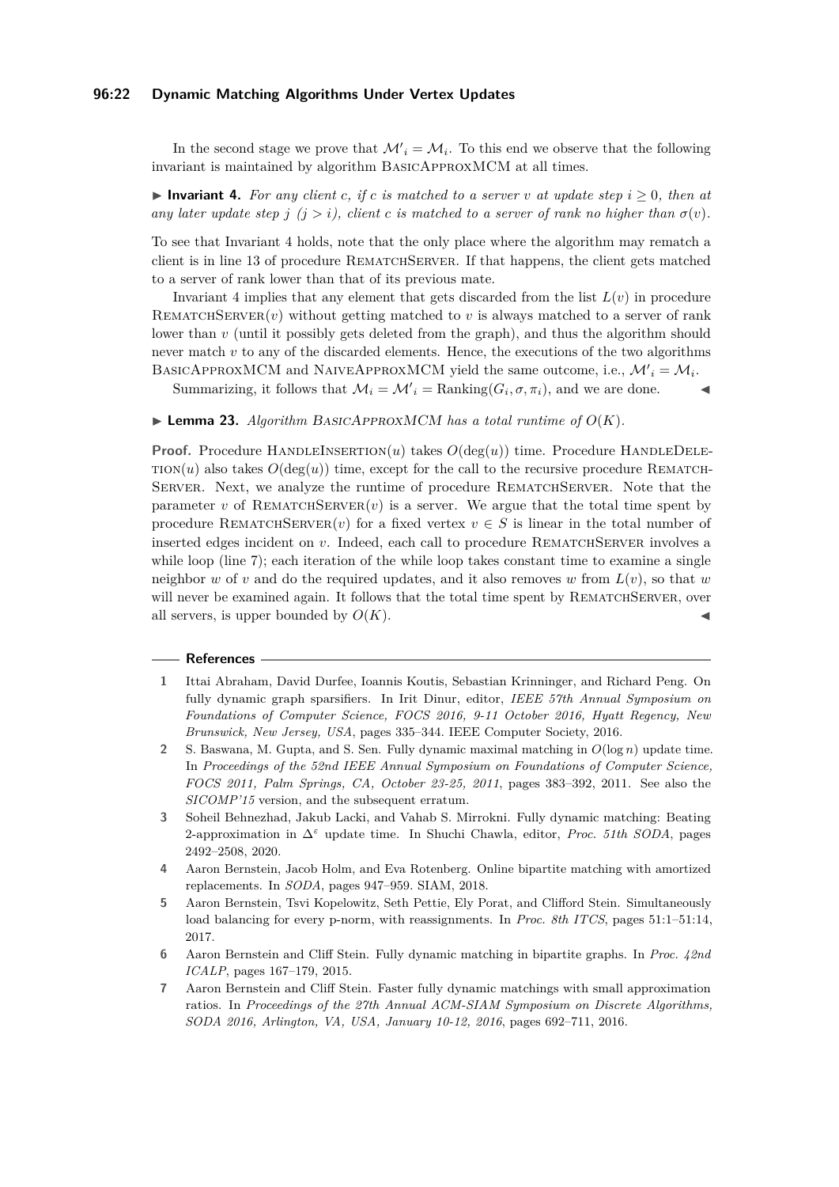In the second stage we prove that $\mathcal{M}'_i = \mathcal{M}_i$. To this end we observe that the following invariant is maintained by algorithm BasicApproxMCM at all times.

▶ **Invariant 4.** *For any client $c$, if $c$ is matched to a server $v$ at update step $i \geq 0$, then at any later update step $j$ ($j > i$), client $c$ is matched to a server of rank no higher than $\sigma(v)$.*

To see that Invariant 4 holds, note that the only place where the algorithm may rematch a client is in line 13 of procedure RematchServer. If that happens, the client gets matched to a server of rank lower than that of its previous mate.

Invariant 4 implies that any element that gets discarded from the list $L(v)$ in procedure RematchServer($v$) without getting matched to $v$ is always matched to a server of rank lower than $v$ (until it possibly gets deleted from the graph), and thus the algorithm should never match $v$ to any of the discarded elements. Hence, the executions of the two algorithms BasicApproxMCM and NaiveApproxMCM yield the same outcome, i.e., $\mathcal{M}'_i = \mathcal{M}_i$.

Summarizing, it follows that $\mathcal{M}_i = \mathcal{M}'_i = \text{Ranking}(G_i, \sigma, \pi_i)$, and we are done. ◀

▶ **Lemma 23.** *Algorithm BasicApproxMCM has a total runtime of $O(K)$.*

**Proof.** Procedure HandleInsertion($u$) takes $O(\deg(u))$ time. Procedure HandleDeletion($u$) also takes $O(\deg(u))$ time, except for the call to the recursive procedure RematchServer. Next, we analyze the runtime of procedure RematchServer. Note that the parameter $v$ of RematchServer($v$) is a server. We argue that the total time spent by procedure RematchServer($v$) for a fixed vertex $v \in S$ is linear in the total number of inserted edges incident on $v$. Indeed, each call to procedure RematchServer involves a while loop (line 7); each iteration of the while loop takes constant time to examine a single neighbor $w$ of $v$ and do the required updates, and it also removes $w$ from $L(v)$, so that $w$ will never be examined again. It follows that the total time spent by RematchServer, over all servers, is upper bounded by $O(K)$. ◀

## References

1. Ittai Abraham, David Durfee, Ioannis Koutis, Sebastian Krinninger, and Richard Peng. On fully dynamic graph sparsifiers. In Irit Dinur, editor, *IEEE 57th Annual Symposium on Foundations of Computer Science, FOCS 2016, 9-11 October 2016, Hyatt Regency, New Brunswick, New Jersey, USA*, pages 335–344. IEEE Computer Society, 2016.
2. S. Baswana, M. Gupta, and S. Sen. Fully dynamic maximal matching in $O(\log n)$ update time. In *Proceedings of the 52nd IEEE Annual Symposium on Foundations of Computer Science, FOCS 2011, Palm Springs, CA, October 23-25, 2011*, pages 383–392, 2011. See also the *SICOMP'15* version, and the subsequent erratum.
3. Soheil Behnezhad, Jakub Lacki, and Vahab S. Mirrokni. Fully dynamic matching: Beating 2-approximation in $\Delta^\varepsilon$ update time. In Shuchi Chawla, editor, *Proc. 51th SODA*, pages 2492–2508, 2020.
4. Aaron Bernstein, Jacob Holm, and Eva Rotenberg. Online bipartite matching with amortized replacements. In *SODA*, pages 947–959. SIAM, 2018.
5. Aaron Bernstein, Tsvi Kopelowitz, Seth Pettie, Ely Porat, and Clifford Stein. Simultaneously load balancing for every p-norm, with reassignments. In *Proc. 8th ITCS*, pages 51:1–51:14, 2017.
6. Aaron Bernstein and Cliff Stein. Fully dynamic matching in bipartite graphs. In *Proc. 42nd ICALP*, pages 167–179, 2015.
7. Aaron Bernstein and Cliff Stein. Faster fully dynamic matchings with small approximation ratios. In *Proceedings of the 27th Annual ACM-SIAM Symposium on Discrete Algorithms, SODA 2016, Arlington, VA, USA, January 10-12, 2016*, pages 692–711, 2016.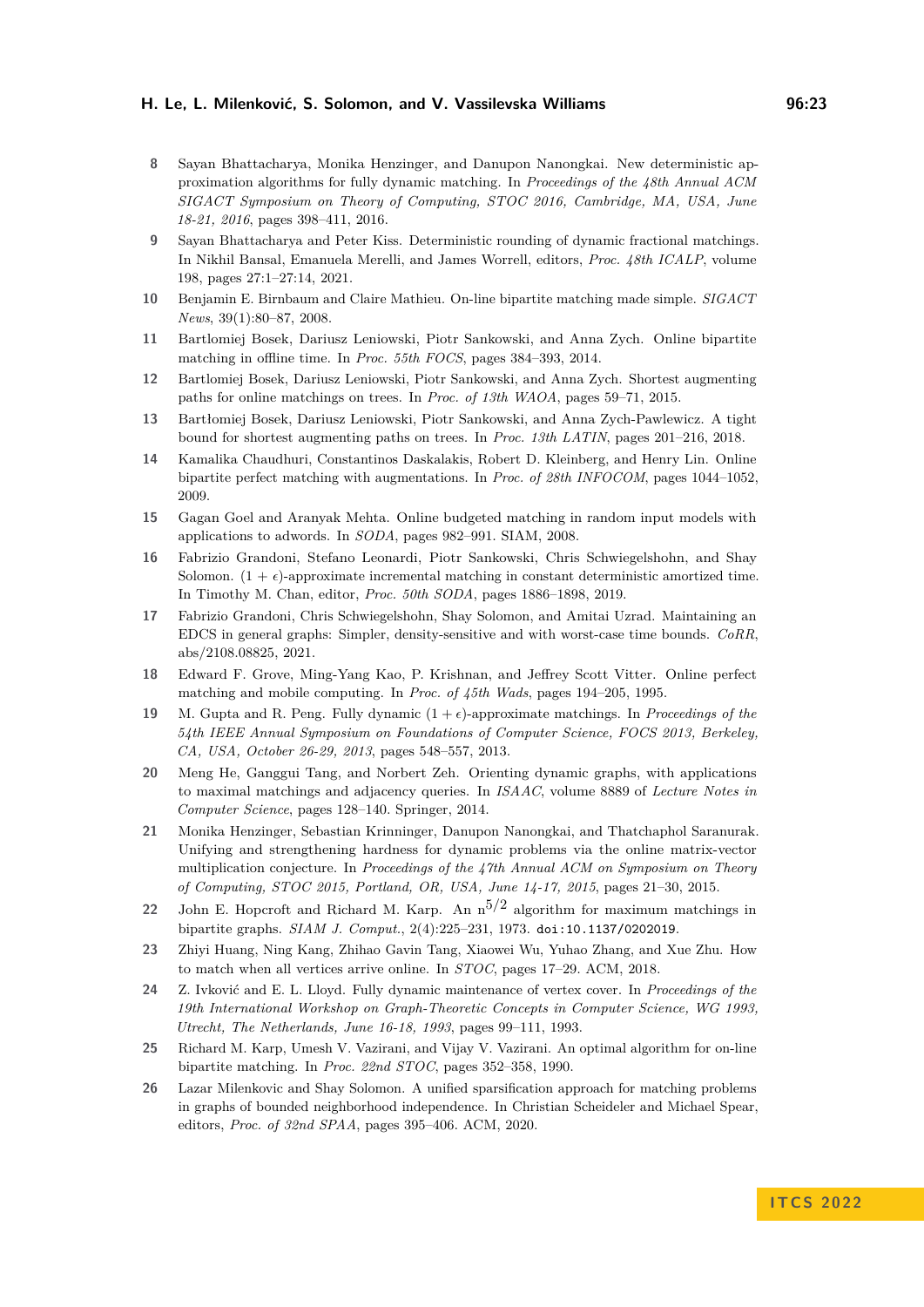8. Sayan Bhattacharya, Monika Henzinger, and Danupon Nanongkai. New deterministic approximation algorithms for fully dynamic matching. In *Proceedings of the 48th Annual ACM SIGACT Symposium on Theory of Computing, STOC 2016, Cambridge, MA, USA, June 18-21, 2016*, pages 398–411, 2016.
9. Sayan Bhattacharya and Peter Kiss. Deterministic rounding of dynamic fractional matchings. In Nikhil Bansal, Emanuela Merelli, and James Worrell, editors, *Proc. 48th ICALP*, volume 198, pages 27:1–27:14, 2021.
10. Benjamin E. Birnbaum and Claire Mathieu. On-line bipartite matching made simple. *SIGACT News*, 39(1):80–87, 2008.
11. Bartlomiej Bosek, Dariusz Leniowski, Piotr Sankowski, and Anna Zych. Online bipartite matching in offline time. In *Proc. 55th FOCS*, pages 384–393, 2014.
12. Bartlomiej Bosek, Dariusz Leniowski, Piotr Sankowski, and Anna Zych. Shortest augmenting paths for online matchings on trees. In *Proc. of 13th WAOA*, pages 59–71, 2015.
13. Bartłomiej Bosek, Dariusz Leniowski, Piotr Sankowski, and Anna Zych-Pawlewicz. A tight bound for shortest augmenting paths on trees. In *Proc. 13th LATIN*, pages 201–216, 2018.
14. Kamalika Chaudhuri, Constantinos Daskalakis, Robert D. Kleinberg, and Henry Lin. Online bipartite perfect matching with augmentations. In *Proc. of 28th INFOCOM*, pages 1044–1052, 2009.
15. Gagan Goel and Aranyak Mehta. Online budgeted matching in random input models with applications to adwords. In *SODA*, pages 982–991. SIAM, 2008.
16. Fabrizio Grandoni, Stefano Leonardi, Piotr Sankowski, Chris Schwiegelshohn, and Shay Solomon. $(1+\epsilon)$-approximate incremental matching in constant deterministic amortized time. In Timothy M. Chan, editor, *Proc. 50th SODA*, pages 1886–1898, 2019.
17. Fabrizio Grandoni, Chris Schwiegelshohn, Shay Solomon, and Amitai Uzrad. Maintaining an EDCS in general graphs: Simpler, density-sensitive and with worst-case time bounds. *CoRR*, abs/2108.08825, 2021.
18. Edward F. Grove, Ming-Yang Kao, P. Krishnan, and Jeffrey Scott Vitter. Online perfect matching and mobile computing. In *Proc. of 45th Wads*, pages 194–205, 1995.
19. M. Gupta and R. Peng. Fully dynamic $(1+\epsilon)$-approximate matchings. In *Proceedings of the 54th IEEE Annual Symposium on Foundations of Computer Science, FOCS 2013, Berkeley, CA, USA, October 26-29, 2013*, pages 548–557, 2013.
20. Meng He, Ganggui Tang, and Norbert Zeh. Orienting dynamic graphs, with applications to maximal matchings and adjacency queries. In *ISAAC*, volume 8889 of *Lecture Notes in Computer Science*, pages 128–140. Springer, 2014.
21. Monika Henzinger, Sebastian Krinninger, Danupon Nanongkai, and Thatchaphol Saranurak. Unifying and strengthening hardness for dynamic problems via the online matrix-vector multiplication conjecture. In *Proceedings of the 47th Annual ACM on Symposium on Theory of Computing, STOC 2015, Portland, OR, USA, June 14-17, 2015*, pages 21–30, 2015.
22. John E. Hopcroft and Richard M. Karp. An $n^{5/2}$ algorithm for maximum matchings in bipartite graphs. *SIAM J. Comput.*, 2(4):225–231, 1973. doi:10.1137/0202019.
23. Zhiyi Huang, Ning Kang, Zhihao Gavin Tang, Xiaowei Wu, Yuhao Zhang, and Xue Zhu. How to match when all vertices arrive online. In *STOC*, pages 17–29. ACM, 2018.
24. Z. Ivković and E. L. Lloyd. Fully dynamic maintenance of vertex cover. In *Proceedings of the 19th International Workshop on Graph-Theoretic Concepts in Computer Science, WG 1993, Utrecht, The Netherlands, June 16-18, 1993*, pages 99–111, 1993.
25. Richard M. Karp, Umesh V. Vazirani, and Vijay V. Vazirani. An optimal algorithm for on-line bipartite matching. In *Proc. 22nd STOC*, pages 352–358, 1990.
26. Lazar Milenkovic and Shay Solomon. A unified sparsification approach for matching problems in graphs of bounded neighborhood independence. In Christian Scheideler and Michael Spear, editors, *Proc. of 32nd SPAA*, pages 395–406. ACM, 2020.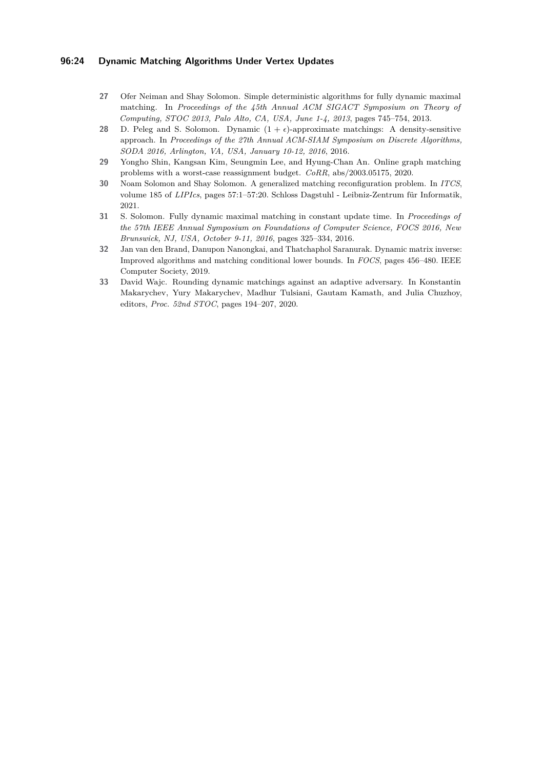27 Ofer Neiman and Shay Solomon. Simple deterministic algorithms for fully dynamic maximal matching. In *Proceedings of the 45th Annual ACM SIGACT Symposium on Theory of Computing, STOC 2013, Palo Alto, CA, USA, June 1-4, 2013*, pages 745–754, 2013.

28 D. Peleg and S. Solomon. Dynamic $(1+\epsilon)$-approximate matchings: A density-sensitive approach. In *Proceedings of the 27th Annual ACM-SIAM Symposium on Discrete Algorithms, SODA 2016, Arlington, VA, USA, January 10-12, 2016*, 2016.

29 Yongho Shin, Kangsan Kim, Seungmin Lee, and Hyung-Chan An. Online graph matching problems with a worst-case reassignment budget. *CoRR*, abs/2003.05175, 2020.

30 Noam Solomon and Shay Solomon. A generalized matching reconfiguration problem. In *ITCS*, volume 185 of *LIPIcs*, pages 57:1–57:20. Schloss Dagstuhl - Leibniz-Zentrum für Informatik, 2021.

31 S. Solomon. Fully dynamic maximal matching in constant update time. In *Proceedings of the 57th IEEE Annual Symposium on Foundations of Computer Science, FOCS 2016, New Brunswick, NJ, USA, October 9-11, 2016*, pages 325–334, 2016.

32 Jan van den Brand, Danupon Nanongkai, and Thatchaphol Saranurak. Dynamic matrix inverse: Improved algorithms and matching conditional lower bounds. In *FOCS*, pages 456–480. IEEE Computer Society, 2019.

33 David Wajc. Rounding dynamic matchings against an adaptive adversary. In Konstantin Makarychev, Yury Makarychev, Madhur Tulsiani, Gautam Kamath, and Julia Chuzhoy, editors, *Proc. 52nd STOC*, pages 194–207, 2020.